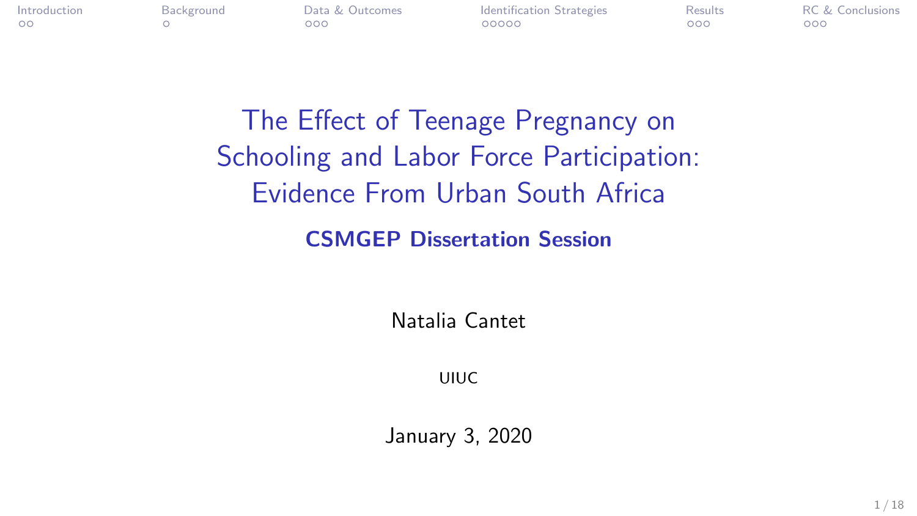# The Effect of Teenage Pregnancy on Schooling and Labor Force Participation: Evidence From Urban South Africa

**CSMGEP Dissertation Session**

Natalia Cantet

UIUC

January 3, 2020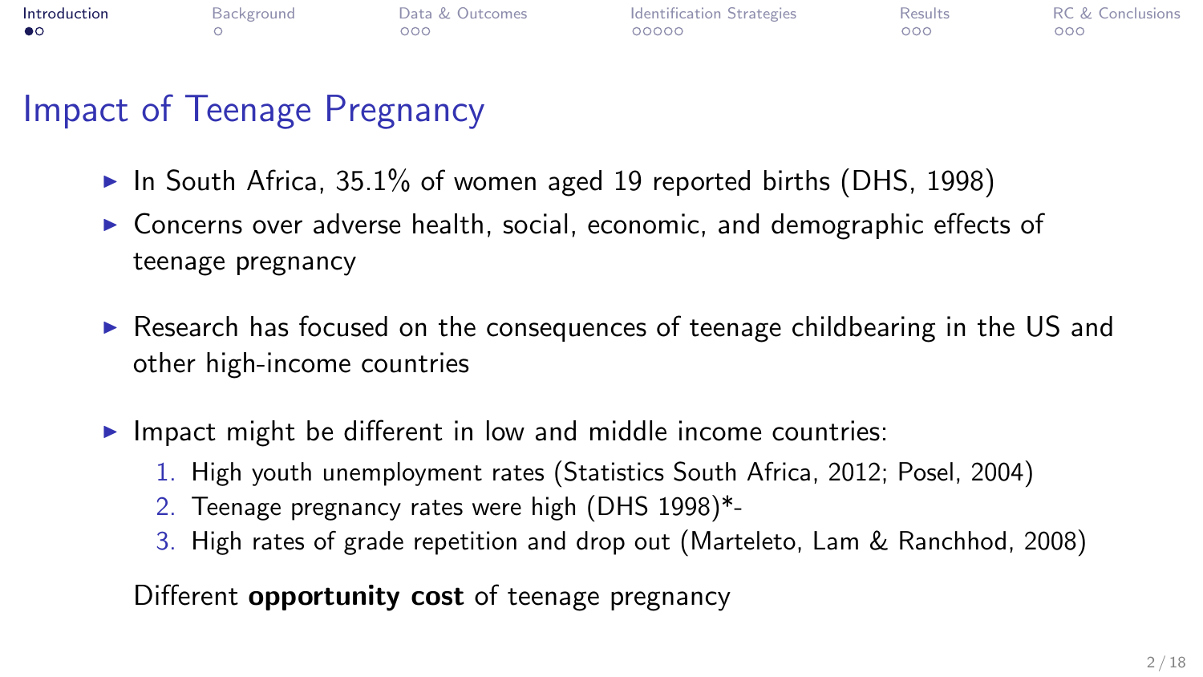# Impact of Teenage Pregnancy

- In South Africa, 35.1% of women aged 19 reported births (DHS, 1998)
- Concerns over adverse health, social, economic, and demographic effects of teenage pregnancy
- Research has focused on the consequences of teenage childbearing in the US and other high-income countries
- Impact might be different in low and middle income countries:
  1. High youth unemployment rates (Statistics South Africa, 2012; Posel, 2004)
  2. Teenage pregnancy rates were high (DHS 1998)*-
  3. High rates of grade repetition and drop out (Marteleto, Lam & Ranchhod, 2008)

  Different **opportunity cost** of teenage pregnancy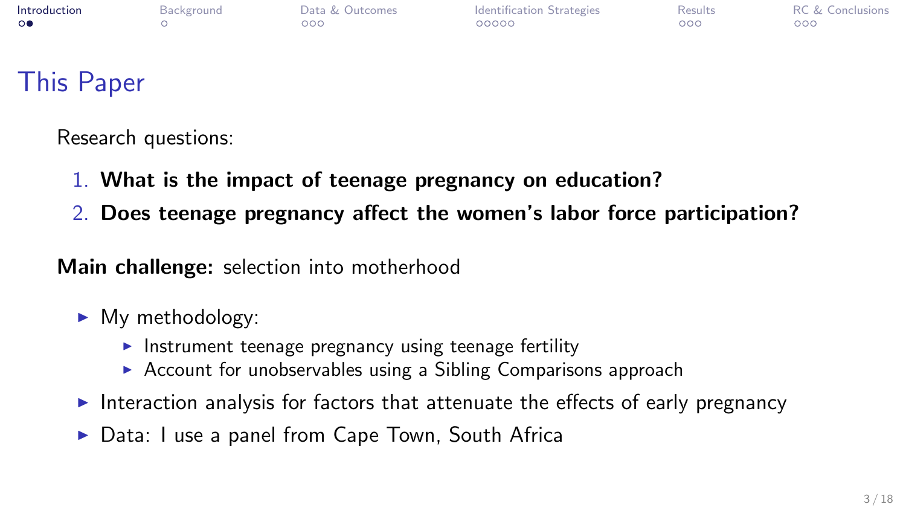# This Paper

Research questions:

1. **What is the impact of teenage pregnancy on education?**
2. **Does teenage pregnancy affect the women's labor force participation?**

**Main challenge:** selection into motherhood

- My methodology:
  - Instrument teenage pregnancy using teenage fertility
  - Account for unobservables using a Sibling Comparisons approach
- Interaction analysis for factors that attenuate the effects of early pregnancy
- Data: I use a panel from Cape Town, South Africa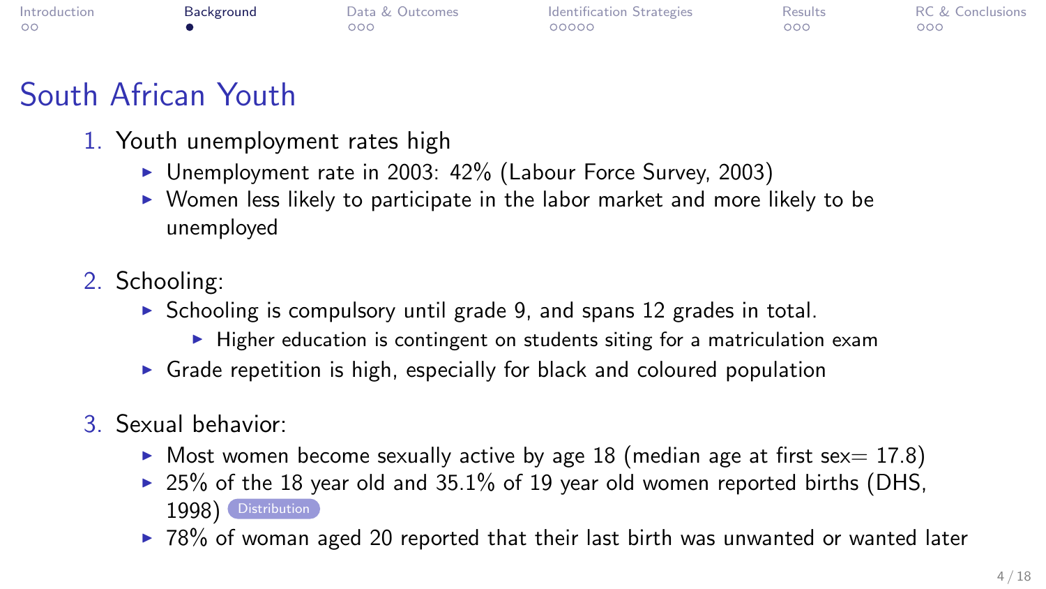# South African Youth

1. Youth unemployment rates high
   - Unemployment rate in 2003: 42% (Labour Force Survey, 2003)
   - Women less likely to participate in the labor market and more likely to be unemployed
2. Schooling:
   - Schooling is compulsory until grade 9, and spans 12 grades in total.
     - Higher education is contingent on students siting for a matriculation exam
   - Grade repetition is high, especially for black and coloured population
3. Sexual behavior:
   - Most women become sexually active by age 18 (median age at first sex= 17.8)
   - 25% of the 18 year old and 35.1% of 19 year old women reported births (DHS, 1998) Distribution
   - 78% of woman aged 20 reported that their last birth was unwanted or wanted later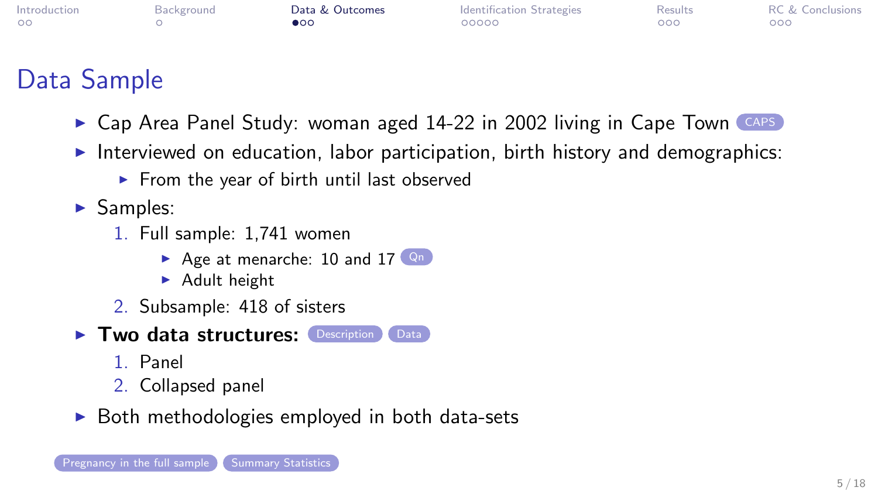# Data Sample

- Cap Area Panel Study: woman aged 14-22 in 2002 living in Cape Town CAPS
- Interviewed on education, labor participation, birth history and demographics:
  - From the year of birth until last observed
- Samples:
  1. Full sample: 1,741 women
     - Age at menarche: 10 and 17 Qn
     - Adult height
  2. Subsample: 418 of sisters
- **Two data structures:** Description Data
  1. Panel
  2. Collapsed panel
- Both methodologies employed in both data-sets

Pregnancy in the full sample Summary Statistics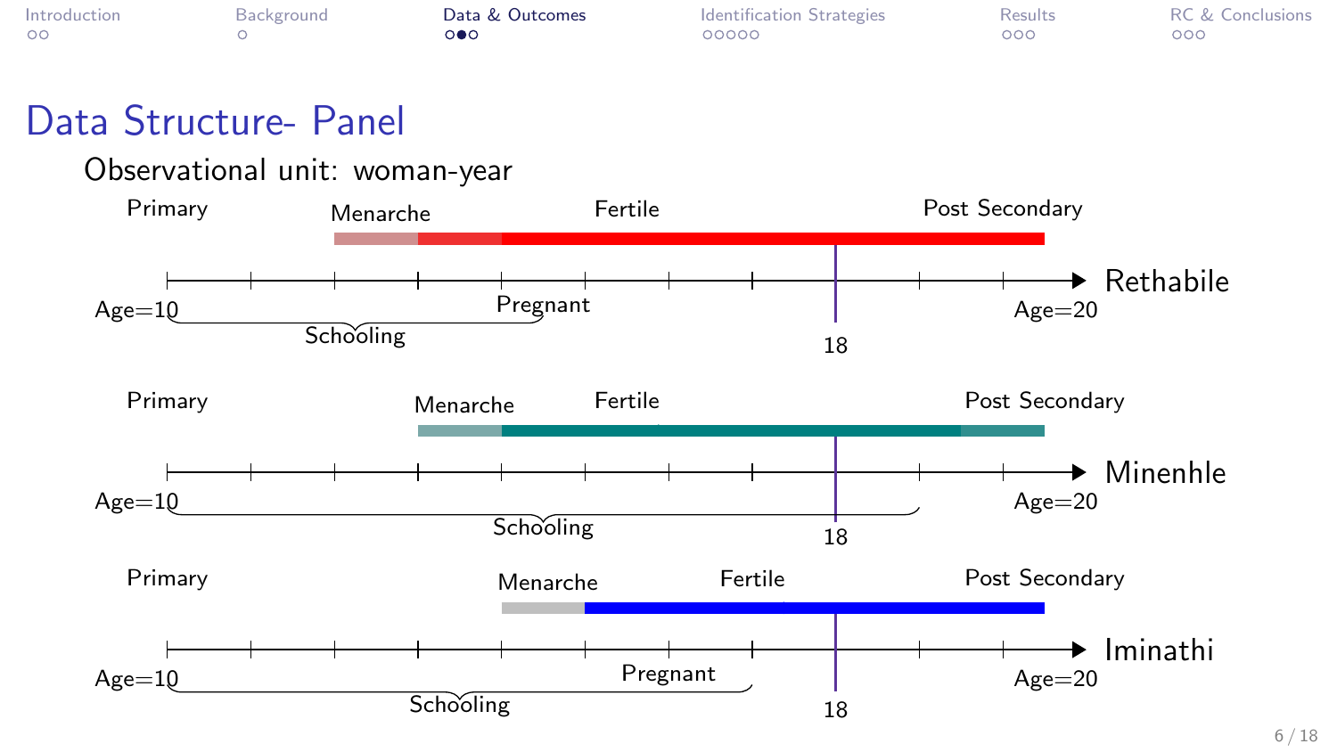# Data Structure- Panel

Observational unit: woman-year

**Rethabile**

Primary — Menarche — Fertile — Post Secondary

Age=10 — Pregnant — 18 — Age=20

Schooling

**Minenhle**

Primary — Menarche — Fertile — Post Secondary

Age=10 — 18 — Age=20

Schooling

**Iminathi**

Primary — Menarche — Fertile — Post Secondary

Age=10 — Pregnant — 18 — Age=20

Schooling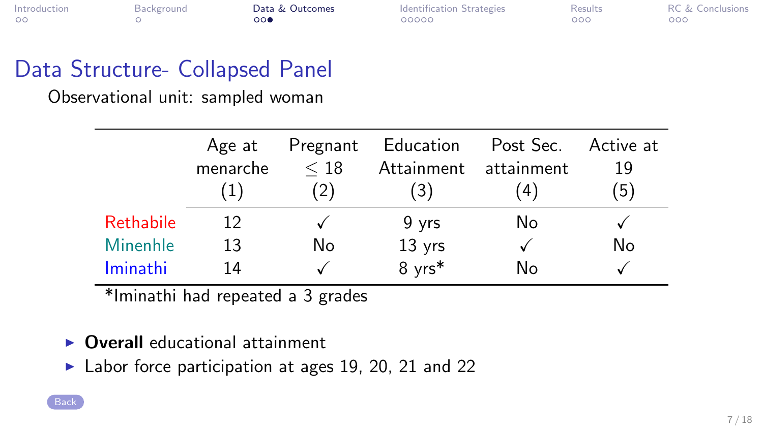## Data Structure- Collapsed Panel

Observational unit: sampled woman

| | Age at menarche (1) | Pregnant $\leq 18$ (2) | Education Attainment (3) | Post Sec. attainment (4) | Active at 19 (5) |
|---|---|---|---|---|---|
| Rethabile | 12 | ✓ | 9 yrs | No | ✓ |
| Minenhle | 13 | No | 13 yrs | ✓ | No |
| Iminathi | 14 | ✓ | 8 yrs* | No | ✓ |

*Iminathi had repeated a 3 grades

- **Overall** educational attainment
- Labor force participation at ages 19, 20, 21 and 22

Back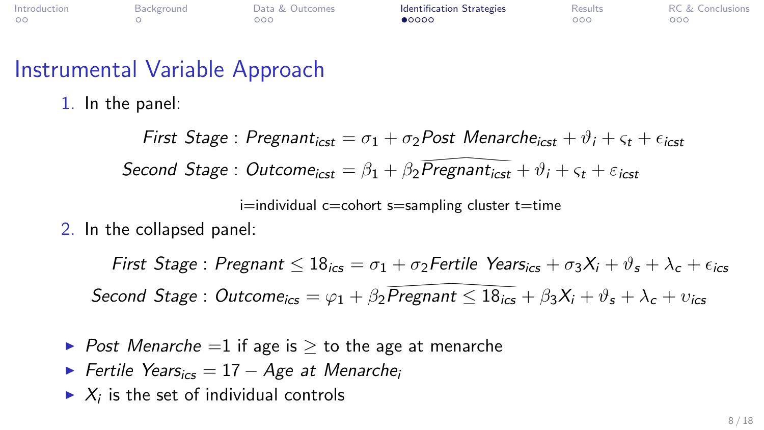# Instrumental Variable Approach

1. In the panel:

$$First\ Stage: Pregnant_{icst} = \sigma_1 + \sigma_2 Post\ Menarche_{icst} + \vartheta_i + \varsigma_t + \epsilon_{icst}$$

$$Second\ Stage: Outcome_{icst} = \beta_1 + \beta_2 \widehat{Pregnant_{icst}} + \vartheta_i + \varsigma_t + \varepsilon_{icst}$$

i=individual c=cohort s=sampling cluster t=time

2. In the collapsed panel:

$$First\ Stage: Pregnant \leq 18_{ics} = \sigma_1 + \sigma_2 Fertile\ Years_{ics} + \sigma_3 X_i + \vartheta_s + \lambda_c + \epsilon_{ics}$$

$$Second\ Stage: Outcome_{ics} = \varphi_1 + \beta_2 \widehat{Pregnant \leq 18_{ics}} + \beta_3 X_i + \vartheta_s + \lambda_c + \upsilon_{ics}$$

- $Post\ Menarche$ =1 if age is $\geq$ to the age at menarche
- $Fertile\ Years_{ics} = 17 - Age\ at\ Menarche_i$
- $X_i$ is the set of individual controls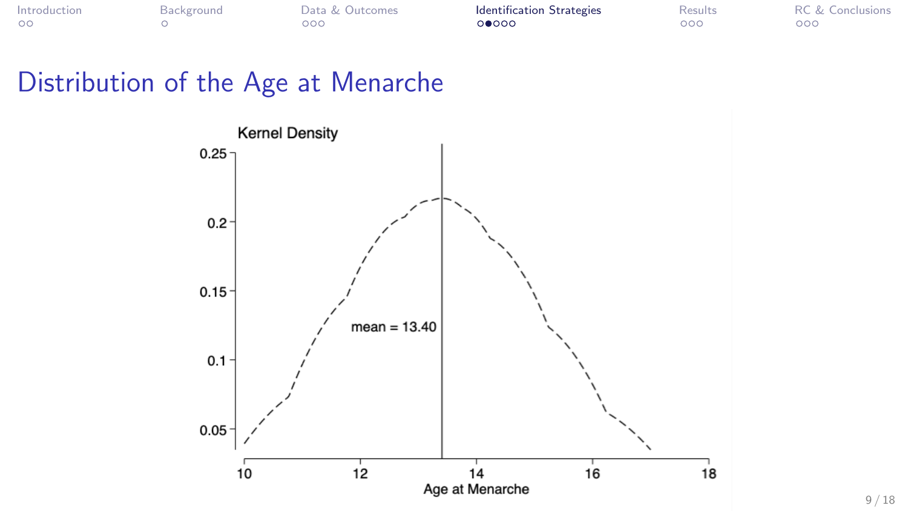# Distribution of the Age at Menarche

Kernel Density

mean = 13.40

Age at Menarche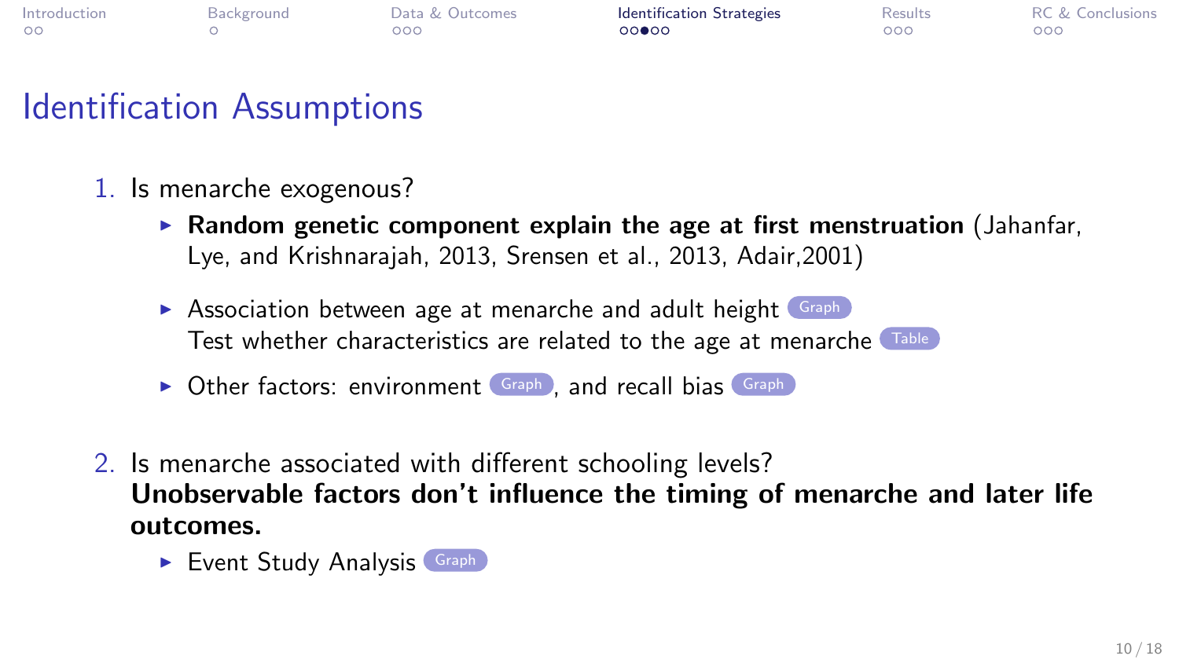## Identification Assumptions

1. Is menarche exogenous?
   - **Random genetic component explain the age at first menstruation** (Jahanfar, Lye, and Krishnarajah, 2013, Srensen et al., 2013, Adair,2001)
   - Association between age at menarche and adult height Graph
     Test whether characteristics are related to the age at menarche Table
   - Other factors: environment Graph, and recall bias Graph

2. Is menarche associated with different schooling levels?
   **Unobservable factors don't influence the timing of menarche and later life outcomes.**
   - Event Study Analysis Graph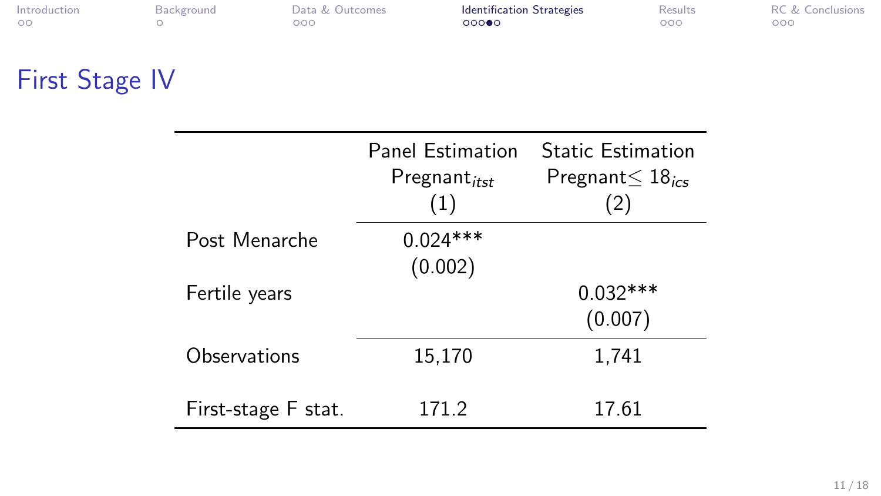# First Stage IV

| | Panel Estimation Pregnant$_{itst}$ (1) | Static Estimation Pregnant$\leq 18_{ics}$ (2) |
|---|---|---|
| Post Menarche | 0.024*** | |
| | (0.002) | |
| Fertile years | | 0.032*** |
| | | (0.007) |
| Observations | 15,170 | 1,741 |
| First-stage F stat. | 171.2 | 17.61 |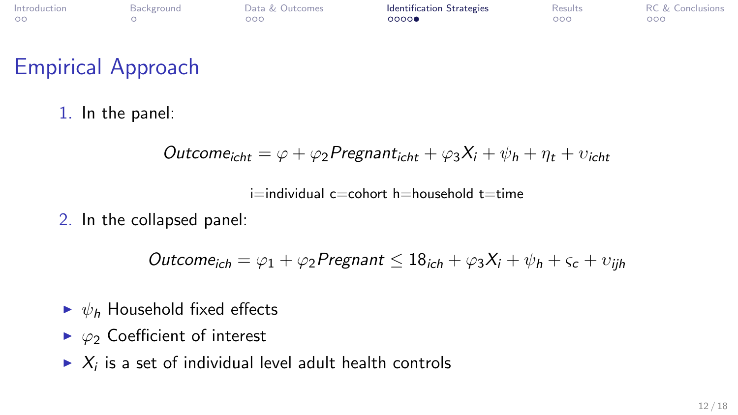## Empirical Approach

1. In the panel:

$$Outcome_{icht} = \varphi + \varphi_2 Pregnant_{icht} + \varphi_3 X_i + \psi_h + \eta_t + \upsilon_{icht}$$

i=individual c=cohort h=household t=time

2. In the collapsed panel:

$$Outcome_{ich} = \varphi_1 + \varphi_2 Pregnant \leq 18_{ich} + \varphi_3 X_i + \psi_h + \varsigma_c + \upsilon_{ijh}$$

- $\psi_h$ Household fixed effects
- $\varphi_2$ Coefficient of interest
- $X_i$ is a set of individual level adult health controls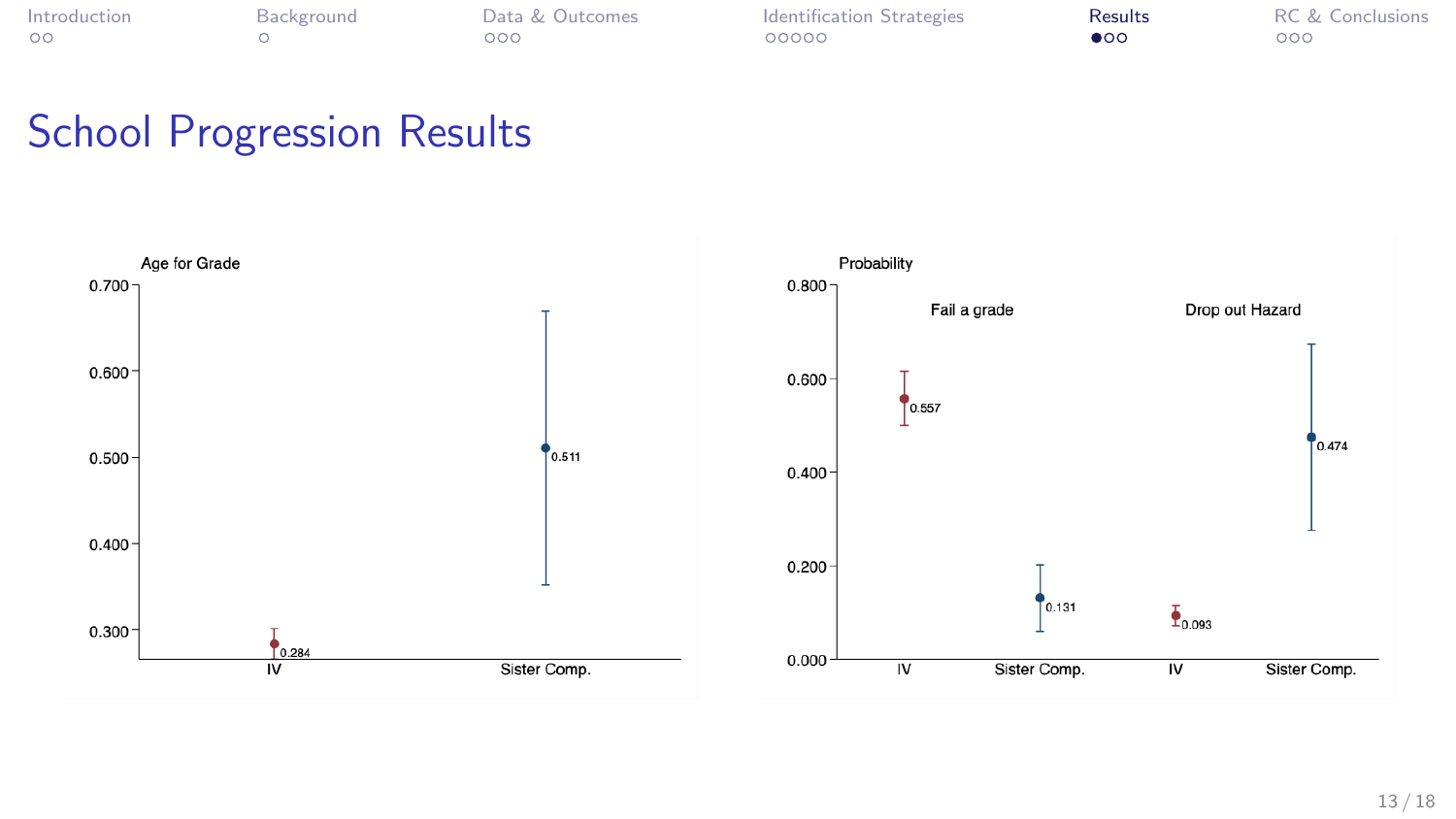# School Progression Results

Age for Grade

| | Estimate |
|---|---|
| IV | 0.284 |
| Sister Comp. | 0.511 |

Probability

| | Fail a grade | Drop out Hazard |
|---|---|---|
| IV | 0.557 | 0.093 |
| Sister Comp. | 0.131 | 0.474 |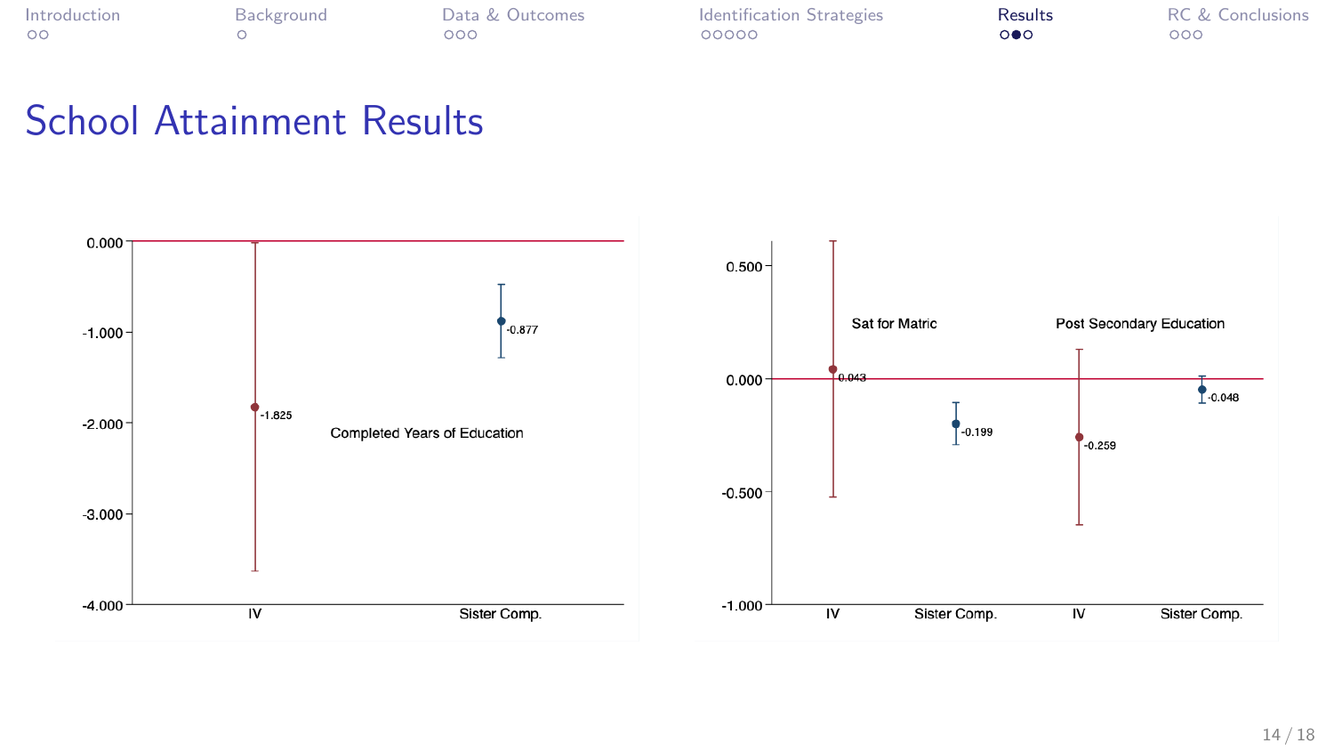# School Attainment Results

Completed Years of Education

| | Estimate |
|---|---|
| IV | -1.825 |
| Sister Comp. | -0.877 |

| | Sat for Matric | Post Secondary Education |
|---|---|---|
| IV | 0.043 | -0.259 |
| Sister Comp. | -0.199 | -0.048 |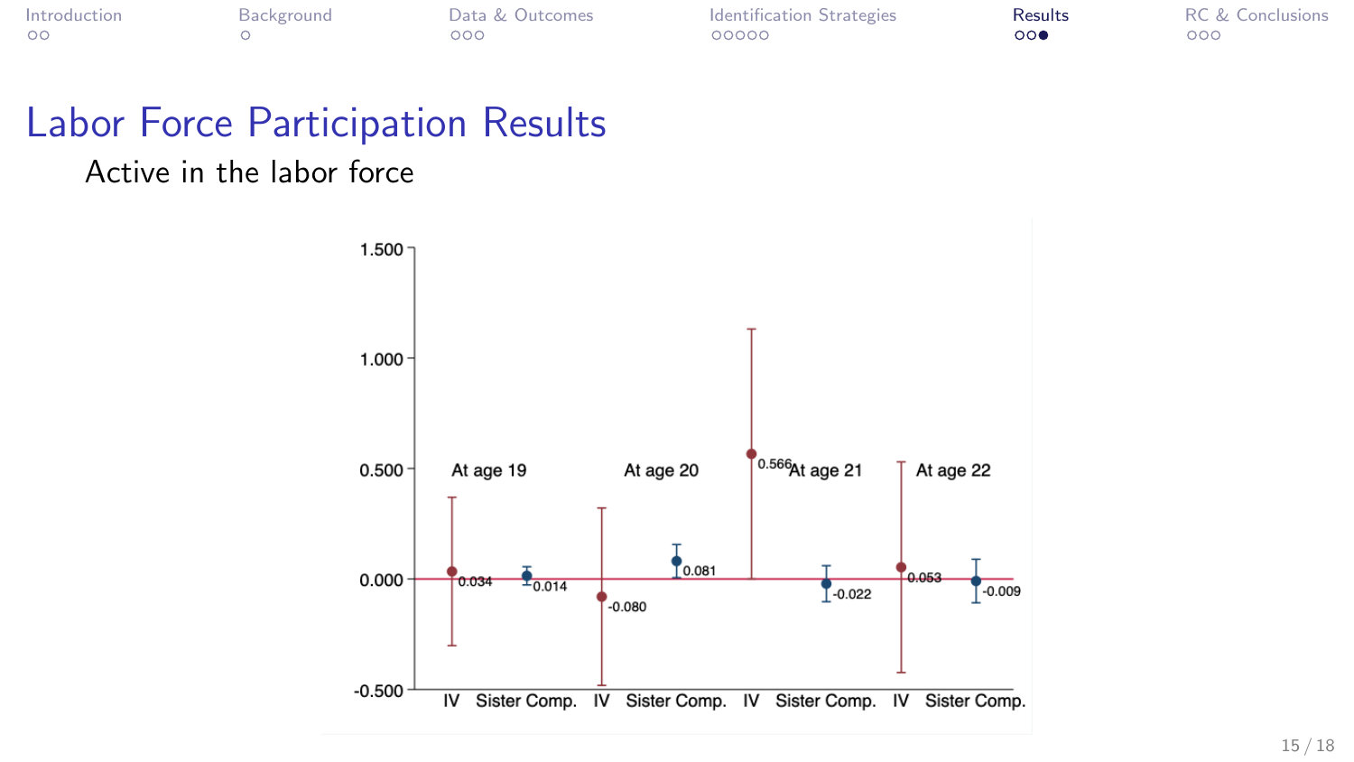# Labor Force Participation Results

Active in the labor force

1.500
1.000
0.500
0.000
-0.500

At age 19 | At age 20 | At age 21 | At age 22

0.034 | 0.014 | -0.080 | 0.081 | 0.566 | -0.022 | 0.053 | -0.009

IV | Sister Comp. | IV | Sister Comp. | IV | Sister Comp. | IV | Sister Comp.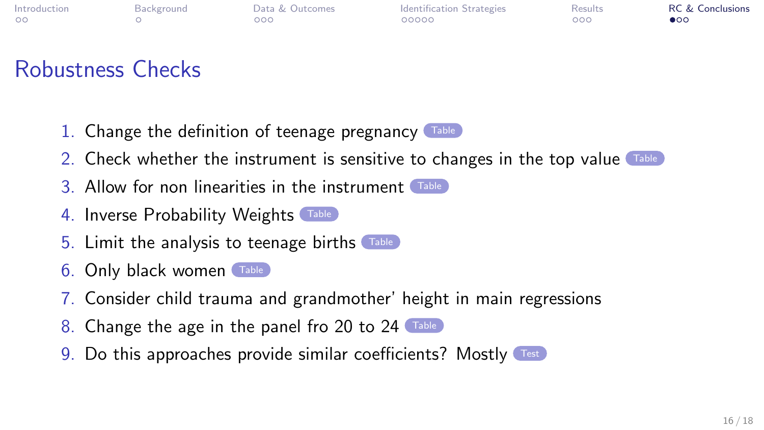## Robustness Checks

1. Change the definition of teenage pregnancy Table
2. Check whether the instrument is sensitive to changes in the top value Table
3. Allow for non linearities in the instrument Table
4. Inverse Probability Weights Table
5. Limit the analysis to teenage births Table
6. Only black women Table
7. Consider child trauma and grandmother' height in main regressions
8. Change the age in the panel fro 20 to 24 Table
9. Do this approaches provide similar coefficients? Mostly Test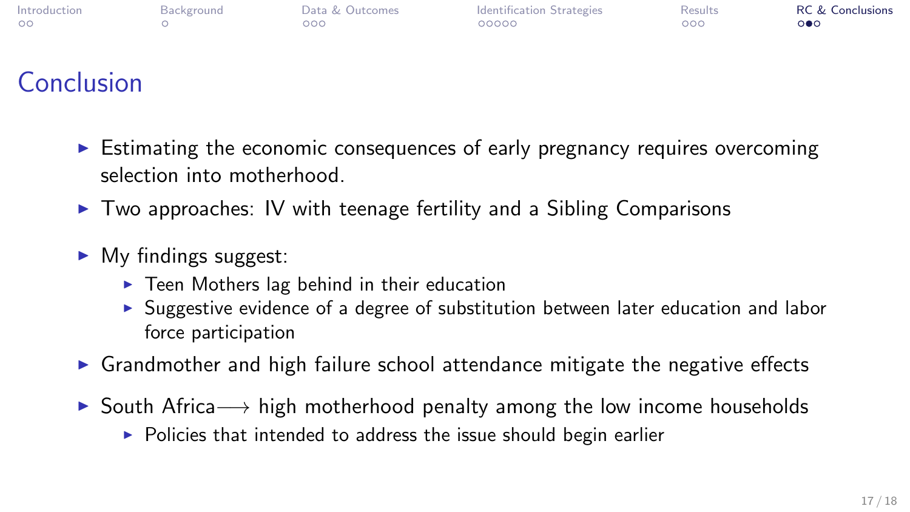# Conclusion

- Estimating the economic consequences of early pregnancy requires overcoming selection into motherhood.
- Two approaches: IV with teenage fertility and a Sibling Comparisons
- My findings suggest:
  - Teen Mothers lag behind in their education
  - Suggestive evidence of a degree of substitution between later education and labor force participation
- Grandmother and high failure school attendance mitigate the negative effects
- South Africa $\longrightarrow$ high motherhood penalty among the low income households
  - Policies that intended to address the issue should begin earlier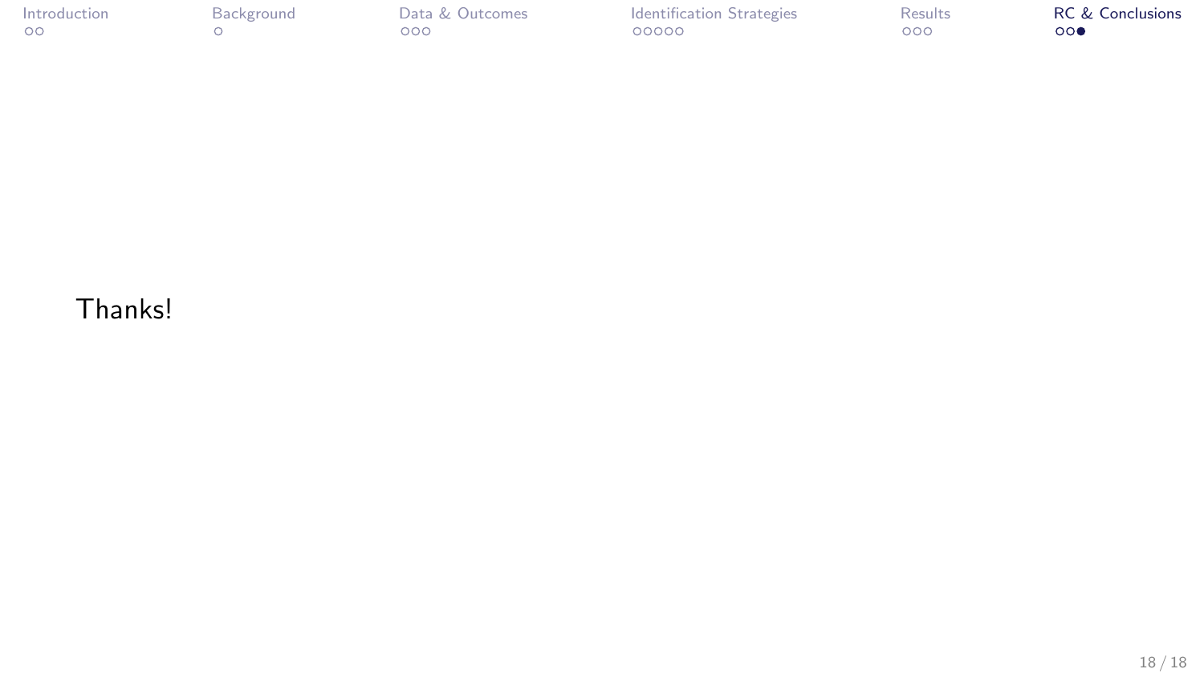Thanks!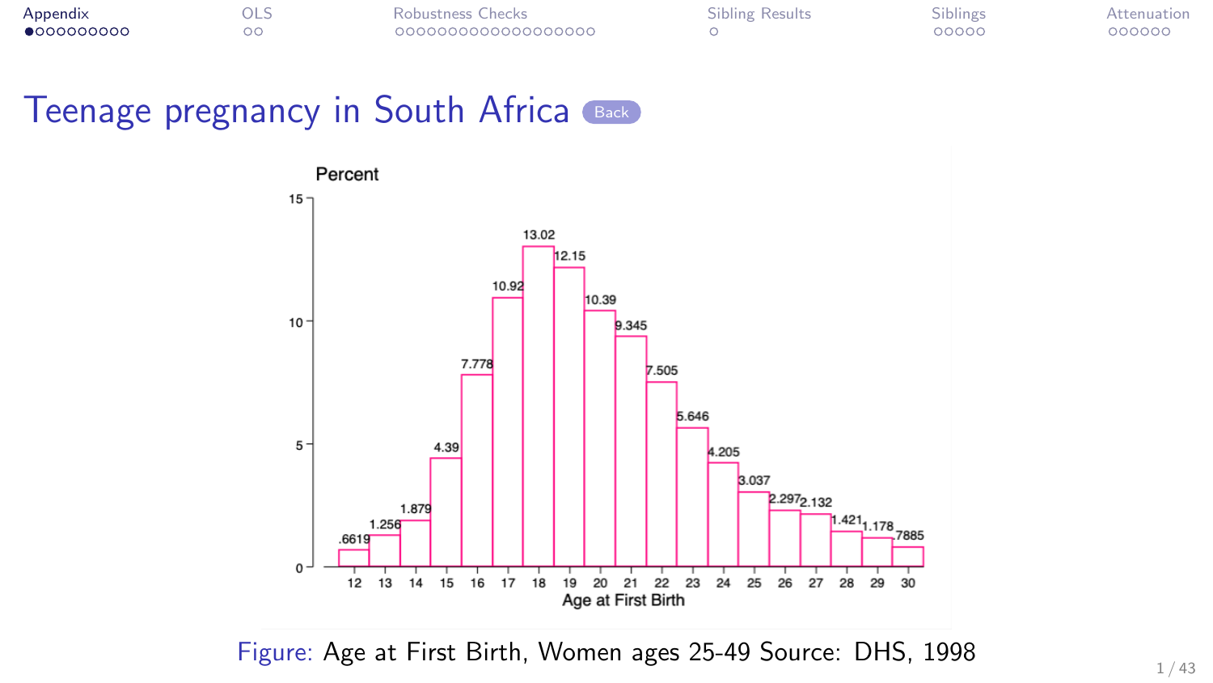# Teenage pregnancy in South Africa

Figure: Age at First Birth, Women ages 25-49 Source: DHS, 1998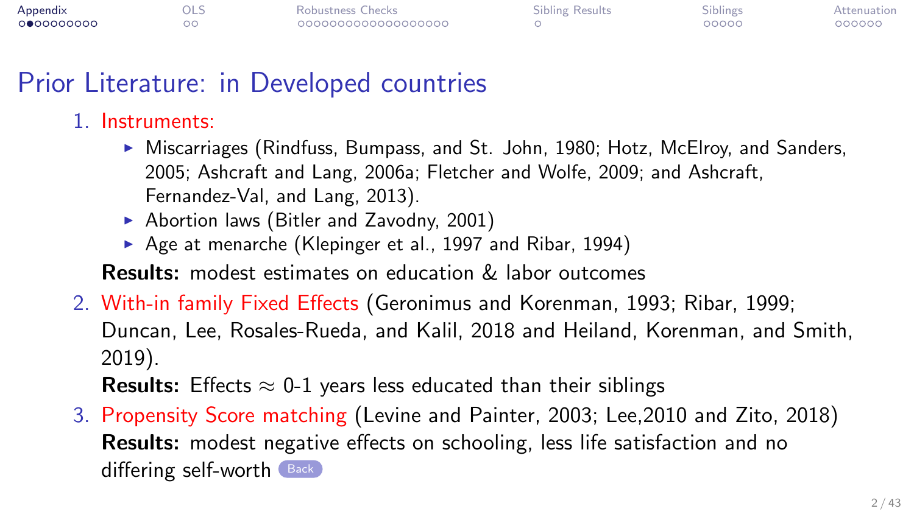# Prior Literature: in Developed countries

1. Instruments:
   - Miscarriages (Rindfuss, Bumpass, and St. John, 1980; Hotz, McElroy, and Sanders, 2005; Ashcraft and Lang, 2006a; Fletcher and Wolfe, 2009; and Ashcraft, Fernandez-Val, and Lang, 2013).
   - Abortion laws (Bitler and Zavodny, 2001)
   - Age at menarche (Klepinger et al., 1997 and Ribar, 1994)

   **Results:** modest estimates on education & labor outcomes

2. With-in family Fixed Effects (Geronimus and Korenman, 1993; Ribar, 1999; Duncan, Lee, Rosales-Rueda, and Kalil, 2018 and Heiland, Korenman, and Smith, 2019).

   **Results:** Effects $\approx$ 0-1 years less educated than their siblings

3. Propensity Score matching (Levine and Painter, 2003; Lee,2010 and Zito, 2018)

   **Results:** modest negative effects on schooling, less life satisfaction and no differing self-worth Back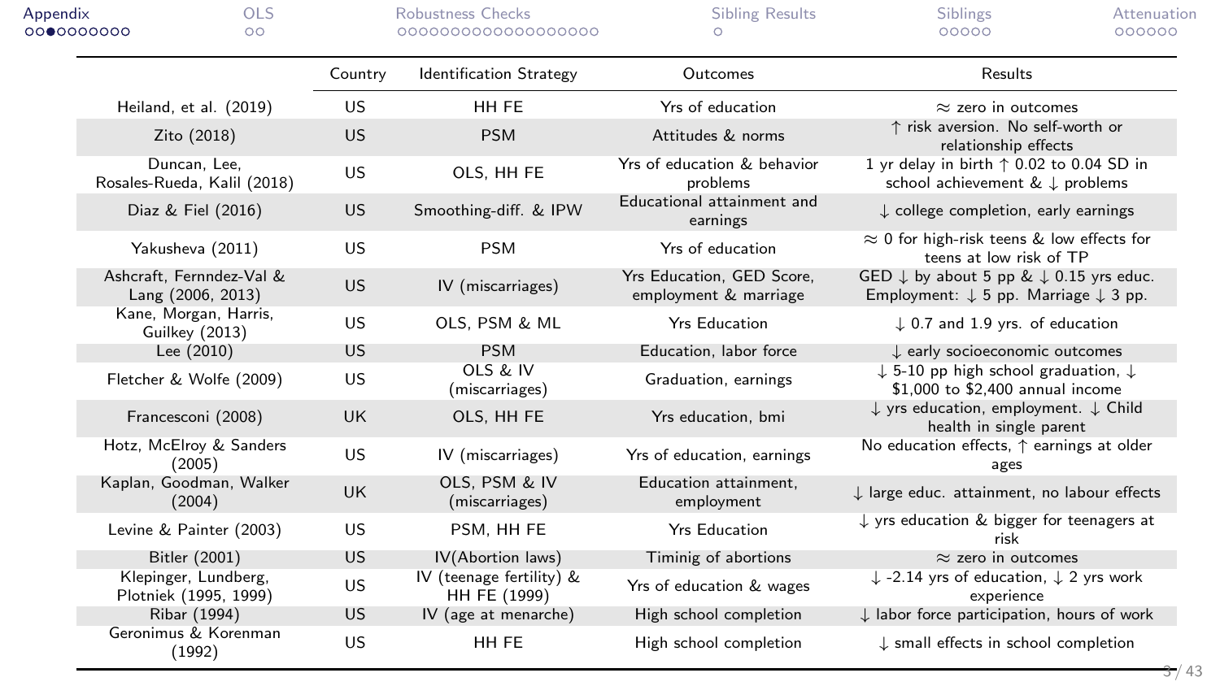| | Country | Identification Strategy | Outcomes | Results |
|---|---|---|---|---|
| Heiland, et al. (2019) | US | HH FE | Yrs of education | ≈ zero in outcomes |
| Zito (2018) | US | PSM | Attitudes & norms | ↑ risk aversion. No self-worth or relationship effects |
| Duncan, Lee, Rosales-Rueda, Kalil (2018) | US | OLS, HH FE | Yrs of education & behavior problems | 1 yr delay in birth ↑ 0.02 to 0.04 SD in school achievement & ↓ problems |
| Diaz & Fiel (2016) | US | Smoothing-diff. & IPW | Educational attainment and earnings | ↓ college completion, early earnings |
| Yakusheva (2011) | US | PSM | Yrs of education | ≈ 0 for high-risk teens & low effects for teens at low risk of TP |
| Ashcraft, Fernndez-Val & Lang (2006, 2013) | US | IV (miscarriages) | Yrs Education, GED Score, employment & marriage | GED ↓ by about 5 pp & ↓ 0.15 yrs educ. Employment: ↓ 5 pp. Marriage ↓ 3 pp. |
| Kane, Morgan, Harris, Guilkey (2013) | US | OLS, PSM & ML | Yrs Education | ↓ 0.7 and 1.9 yrs. of education |
| Lee (2010) | US | PSM | Education, labor force | ↓ early socioeconomic outcomes |
| Fletcher & Wolfe (2009) | US | OLS & IV (miscarriages) | Graduation, earnings | ↓ 5-10 pp high school graduation, ↓ $1,000 to $2,400 annual income |
| Francesconi (2008) | UK | OLS, HH FE | Yrs education, bmi | ↓ yrs education, employment. ↓ Child health in single parent |
| Hotz, McElroy & Sanders (2005) | US | IV (miscarriages) | Yrs of education, earnings | No education effects, ↑ earnings at older ages |
| Kaplan, Goodman, Walker (2004) | UK | OLS, PSM & IV (miscarriages) | Education attainment, employment | ↓ large educ. attainment, no labour effects |
| Levine & Painter (2003) | US | PSM, HH FE | Yrs Education | ↓ yrs education & bigger for teenagers at risk |
| Bitler (2001) | US | IV(Abortion laws) | Timinig of abortions | ≈ zero in outcomes |
| Klepinger, Lundberg, Plotniek (1995, 1999) | US | IV (teenage fertility) & HH FE (1999) | Yrs of education & wages | ↓ -2.14 yrs of education, ↓ 2 yrs work experience |
| Ribar (1994) | US | IV (age at menarche) | High school completion | ↓ labor force participation, hours of work |
| Geronimus & Korenman (1992) | US | HH FE | High school completion | ↓ small effects in school completion |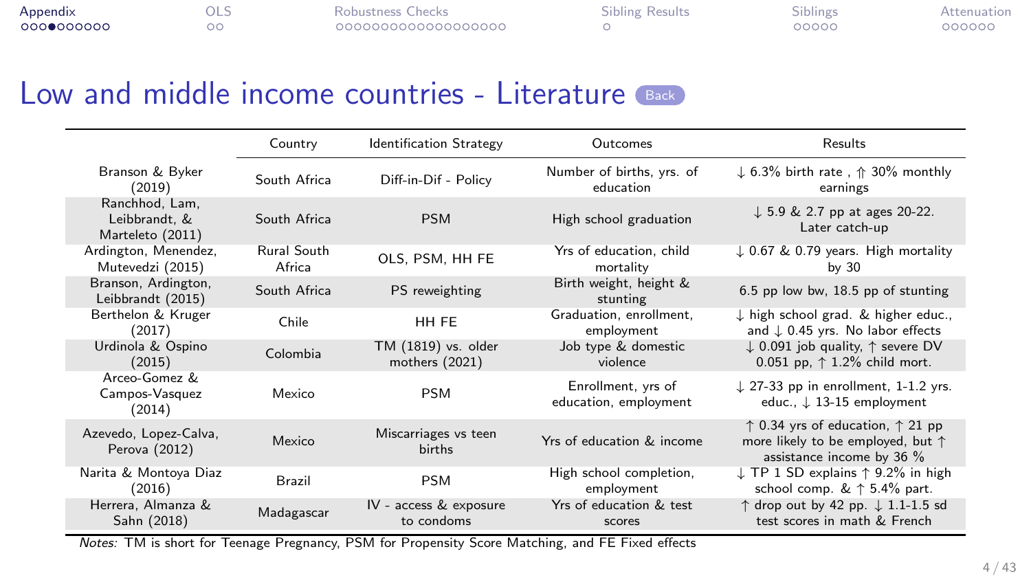# Low and middle income countries - Literature

|  | Country | Identification Strategy | Outcomes | Results |
|---|---|---|---|---|
| Branson & Byker (2019) | South Africa | Diff-in-Dif - Policy | Number of births, yrs. of education | ↓ 6.3% birth rate , ⇑ 30% monthly earnings |
| Ranchhod, Lam, Leibbrandt, & Marteleto (2011) | South Africa | PSM | High school graduation | ↓ 5.9 & 2.7 pp at ages 20-22. Later catch-up |
| Ardington, Menendez, Mutevedzi (2015) | Rural South Africa | OLS, PSM, HH FE | Yrs of education, child mortality | ↓ 0.67 & 0.79 years. High mortality by 30 |
| Branson, Ardington, Leibbrandt (2015) | South Africa | PS reweighting | Birth weight, height & stunting | 6.5 pp low bw, 18.5 pp of stunting |
| Berthelon & Kruger (2017) | Chile | HH FE | Graduation, enrollment, employment | ↓ high school grad. & higher educ., and ↓ 0.45 yrs. No labor effects |
| Urdinola & Ospino (2015) | Colombia | TM (1819) vs. older mothers (2021) | Job type & domestic violence | ↓ 0.091 job quality, ↑ severe DV 0.051 pp, ↑ 1.2% child mort. |
| Arceo-Gomez & Campos-Vasquez (2014) | Mexico | PSM | Enrollment, yrs of education, employment | ↓ 27-33 pp in enrollment, 1-1.2 yrs. educ., ↓ 13-15 employment |
| Azevedo, Lopez-Calva, Perova (2012) | Mexico | Miscarriages vs teen births | Yrs of education & income | ↑ 0.34 yrs of education, ↑ 21 pp more likely to be employed, but ↑ assistance income by 36 % |
| Narita & Montoya Diaz (2016) | Brazil | PSM | High school completion, employment | ↓ TP 1 SD explains ↑ 9.2% in high school comp. & ↑ 5.4% part. |
| Herrera, Almanza & Sahn (2018) | Madagascar | IV - access & exposure to condoms | Yrs of education & test scores | ↑ drop out by 42 pp. ↓ 1.1-1.5 sd test scores in math & French |

*Notes:* TM is short for Teenage Pregnancy, PSM for Propensity Score Matching, and FE Fixed effects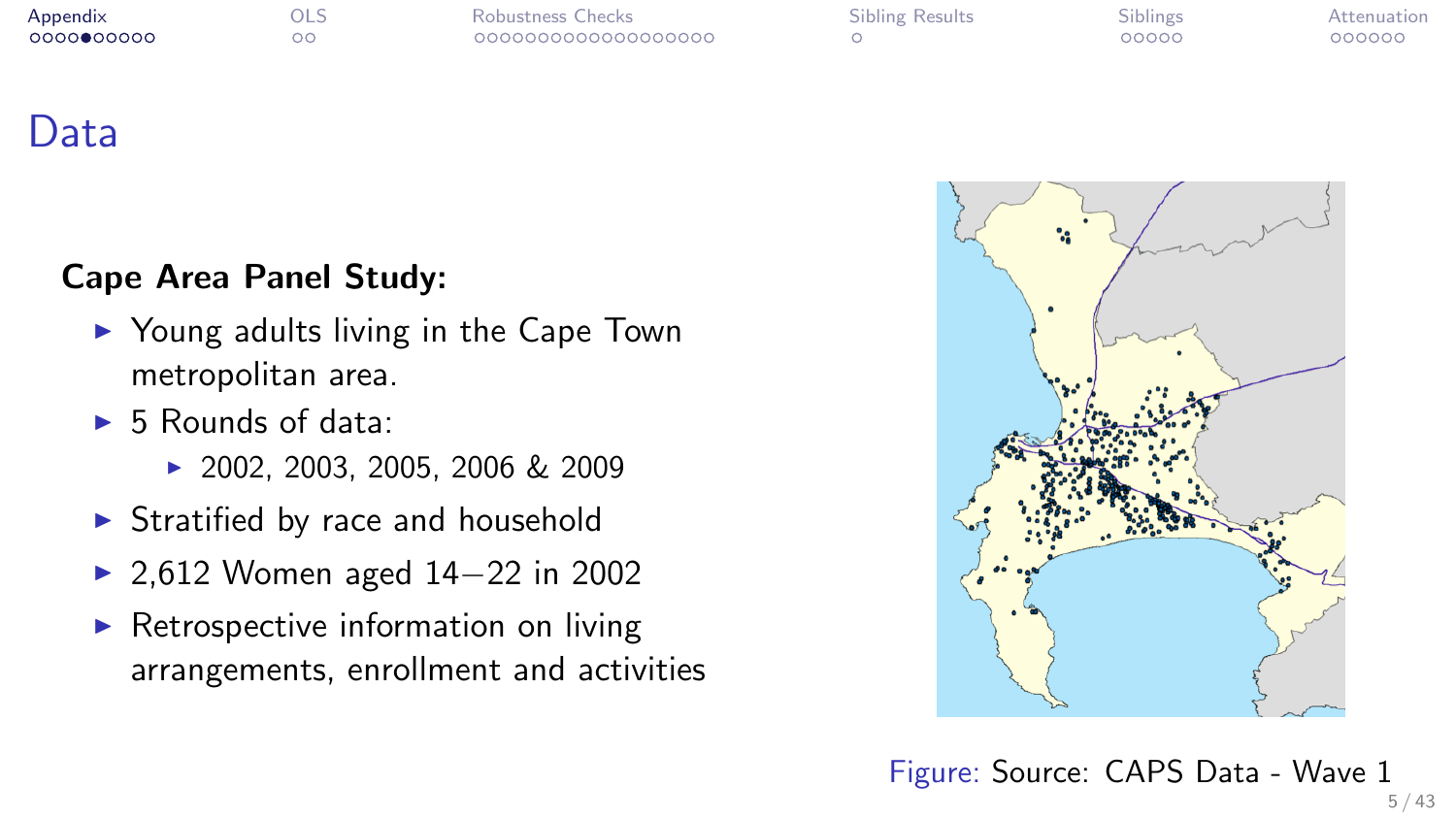# Data

**Cape Area Panel Study:**

- Young adults living in the Cape Town metropolitan area.
- 5 Rounds of data:
  - 2002, 2003, 2005, 2006 & 2009
- Stratified by race and household
- 2,612 Women aged 14–22 in 2002
- Retrospective information on living arrangements, enrollment and activities

Figure: Source: CAPS Data - Wave 1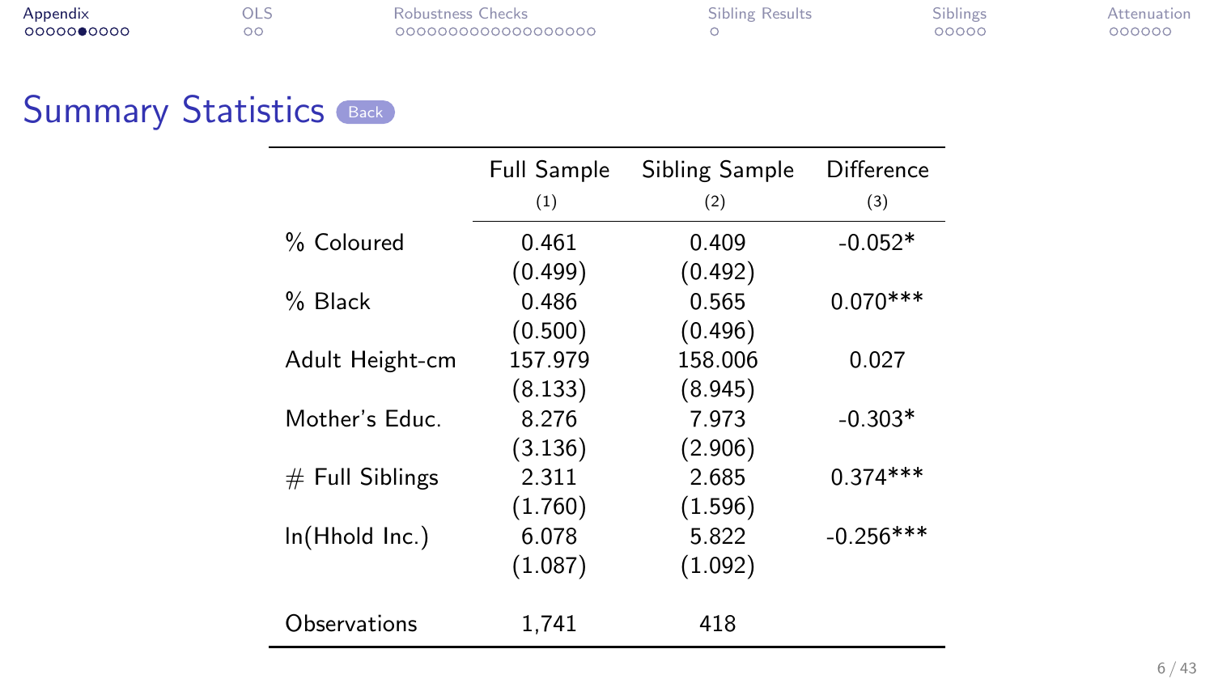# Summary Statistics

| | Full Sample | Sibling Sample | Difference |
|---|---|---|---|
| | (1) | (2) | (3) |
| % Coloured | 0.461 | 0.409 | -0.052* |
| | (0.499) | (0.492) | |
| % Black | 0.486 | 0.565 | 0.070*** |
| | (0.500) | (0.496) | |
| Adult Height-cm | 157.979 | 158.006 | 0.027 |
| | (8.133) | (8.945) | |
| Mother's Educ. | 8.276 | 7.973 | -0.303* |
| | (3.136) | (2.906) | |
| # Full Siblings | 2.311 | 2.685 | 0.374*** |
| | (1.760) | (1.596) | |
| ln(Hhold Inc.) | 6.078 | 5.822 | -0.256*** |
| | (1.087) | (1.092) | |
| Observations | 1,741 | 418 | |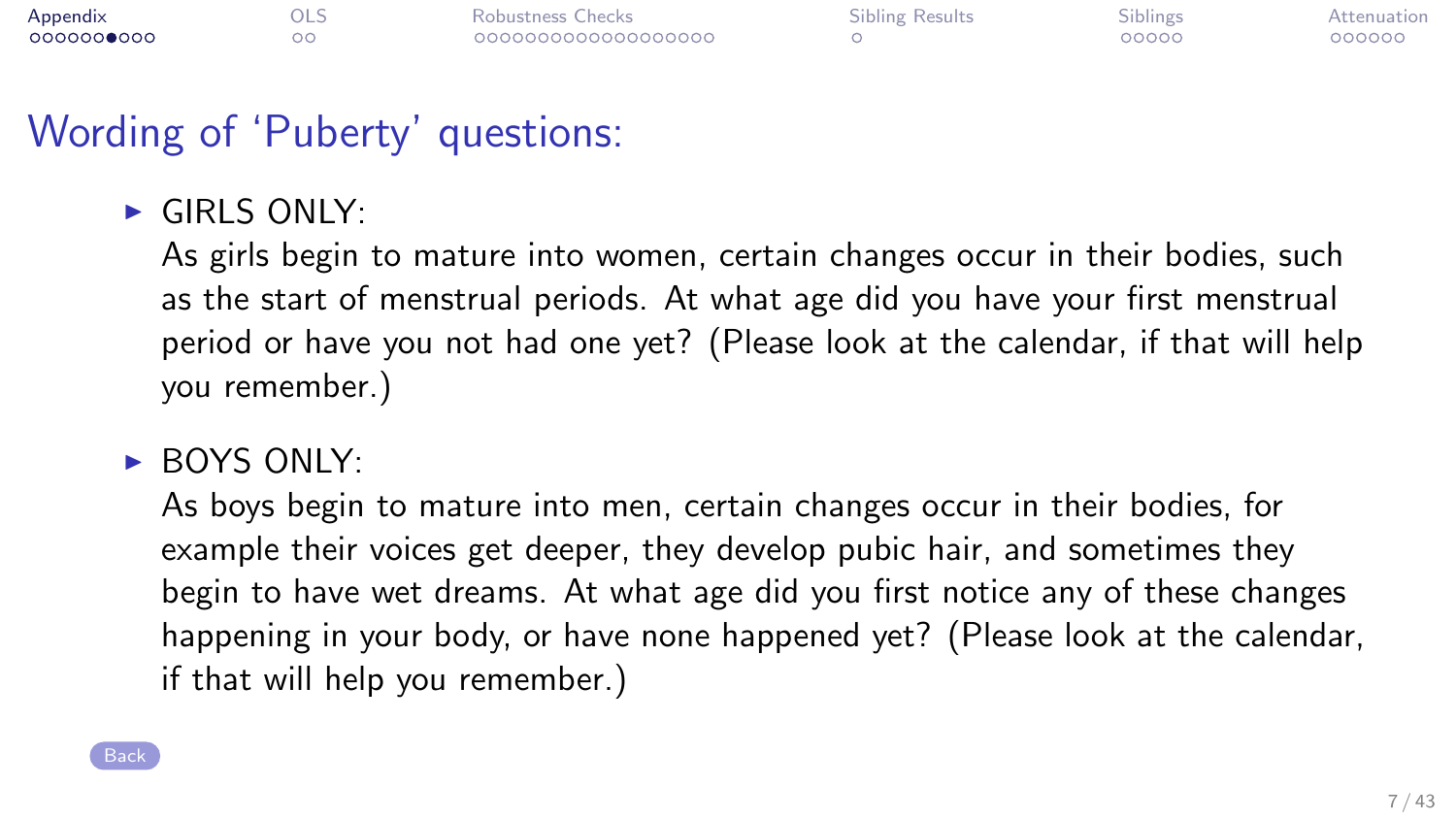# Wording of ‘Puberty’ questions:

- GIRLS ONLY:
  As girls begin to mature into women, certain changes occur in their bodies, such as the start of menstrual periods. At what age did you have your first menstrual period or have you not had one yet? (Please look at the calendar, if that will help you remember.)

- BOYS ONLY:
  As boys begin to mature into men, certain changes occur in their bodies, for example their voices get deeper, they develop pubic hair, and sometimes they begin to have wet dreams. At what age did you first notice any of these changes happening in your body, or have none happened yet? (Please look at the calendar, if that will help you remember.)

Back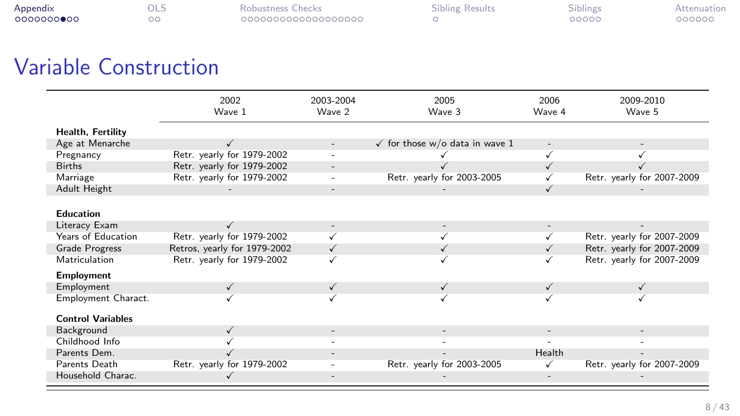# Variable Construction

| | 2002 Wave 1 | 2003-2004 Wave 2 | 2005 Wave 3 | 2006 Wave 4 | 2009-2010 Wave 5 |
|---|---|---|---|---|---|
| **Health, Fertility** | | | | | |
| Age at Menarche | ✓ | - | ✓ for those w/o data in wave 1 | - | - |
| Pregnancy | Retr. yearly for 1979-2002 | - | ✓ | ✓ | ✓ |
| Births | Retr. yearly for 1979-2002 | - | ✓ | ✓ | ✓ |
| Marriage | Retr. yearly for 1979-2002 | - | Retr. yearly for 2003-2005 | ✓ | Retr. yearly for 2007-2009 |
| Adult Height | - | - | - | ✓ | - |
| **Education** | | | | | |
| Literacy Exam | ✓ | - | - | - | - |
| Years of Education | Retr. yearly for 1979-2002 | ✓ | ✓ | ✓ | Retr. yearly for 2007-2009 |
| Grade Progress | Retros, yearly for 1979-2002 | ✓ | ✓ | ✓ | Retr. yearly for 2007-2009 |
| Matriculation | Retr. yearly for 1979-2002 | ✓ | ✓ | ✓ | Retr. yearly for 2007-2009 |
| **Employment** | | | | | |
| Employment | ✓ | ✓ | ✓ | ✓ | ✓ |
| Employment Charact. | ✓ | ✓ | ✓ | ✓ | ✓ |
| **Control Variables** | | | | | |
| Background | ✓ | - | - | - | - |
| Childhood Info | ✓ | - | - | - | - |
| Parents Dem. | ✓ | - | - | Health | - |
| Parents Death | Retr. yearly for 1979-2002 | - | Retr. yearly for 2003-2005 | ✓ | Retr. yearly for 2007-2009 |
| Household Charac. | ✓ | - | - | - | - |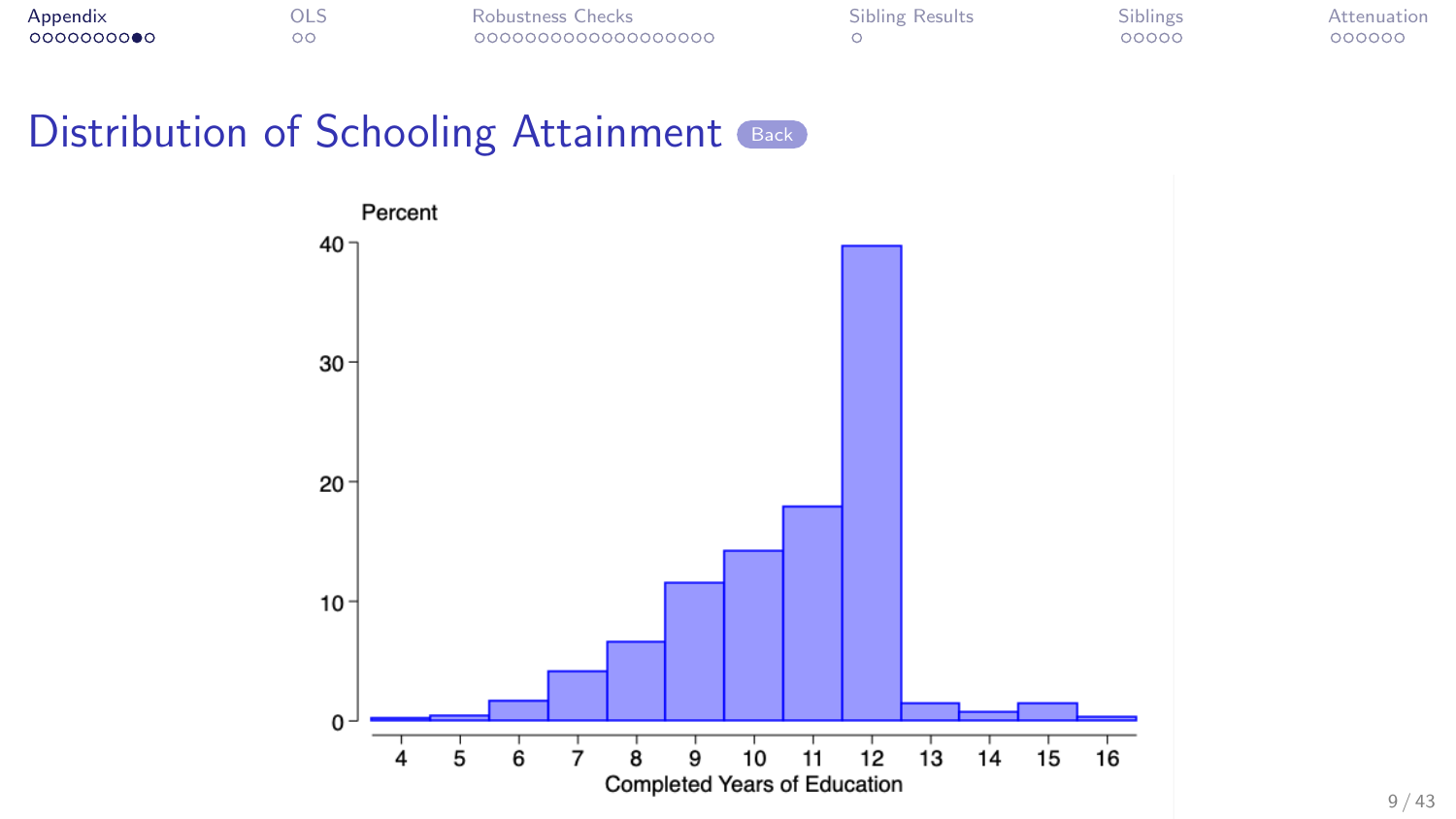# Distribution of Schooling Attainment

Back

Percent

Completed Years of Education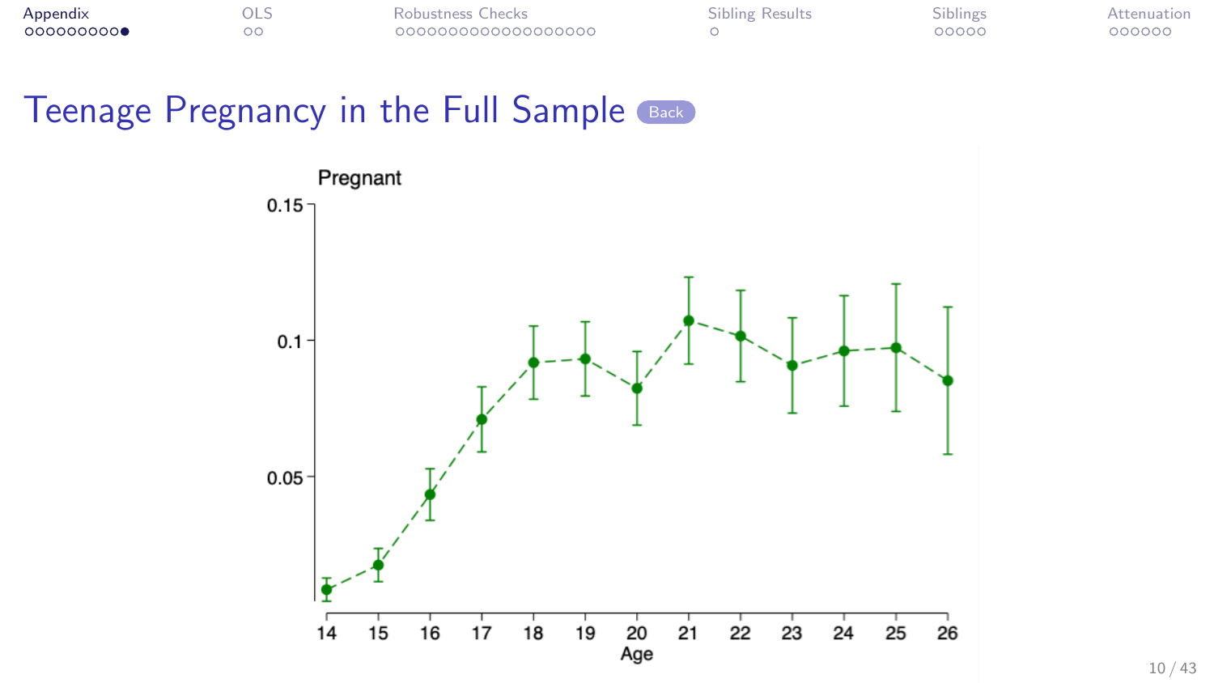# Teenage Pregnancy in the Full Sample

Back

Pregnant

Age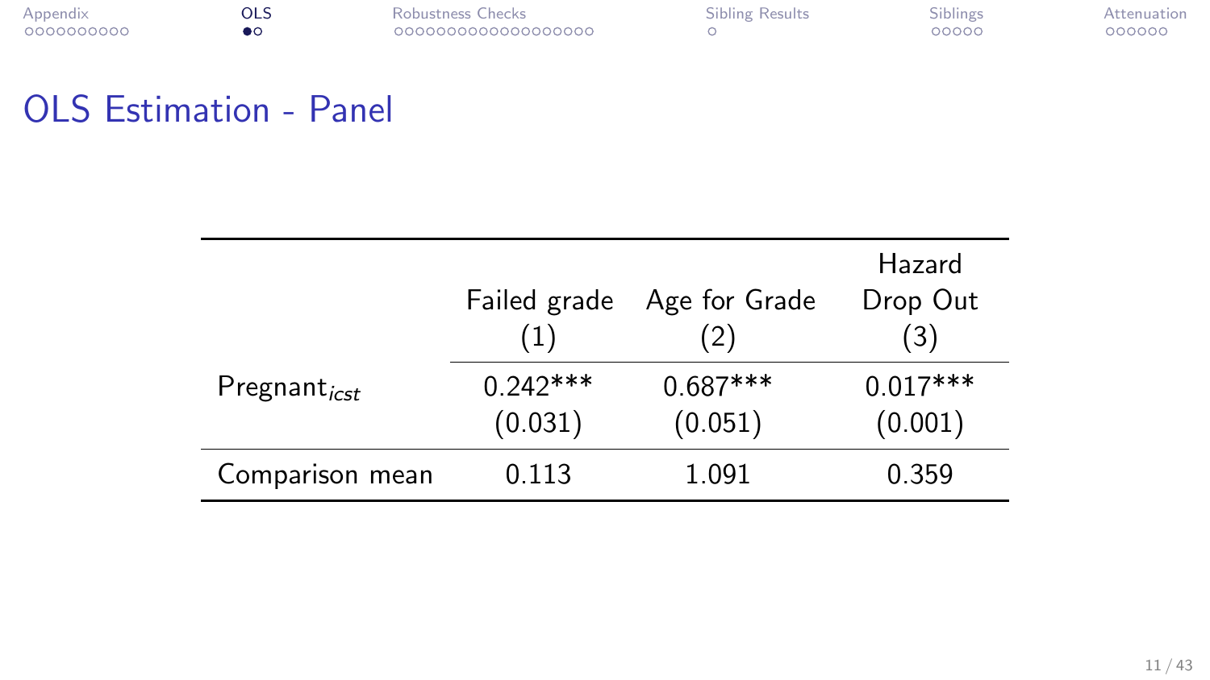## OLS Estimation - Panel

| | Failed grade (1) | Age for Grade (2) | Hazard Drop Out (3) |
|---|---|---|---|
| $\text{Pregnant}_{icst}$ | 0.242*** | 0.687*** | 0.017*** |
| | (0.031) | (0.051) | (0.001) |
| Comparison mean | 0.113 | 1.091 | 0.359 |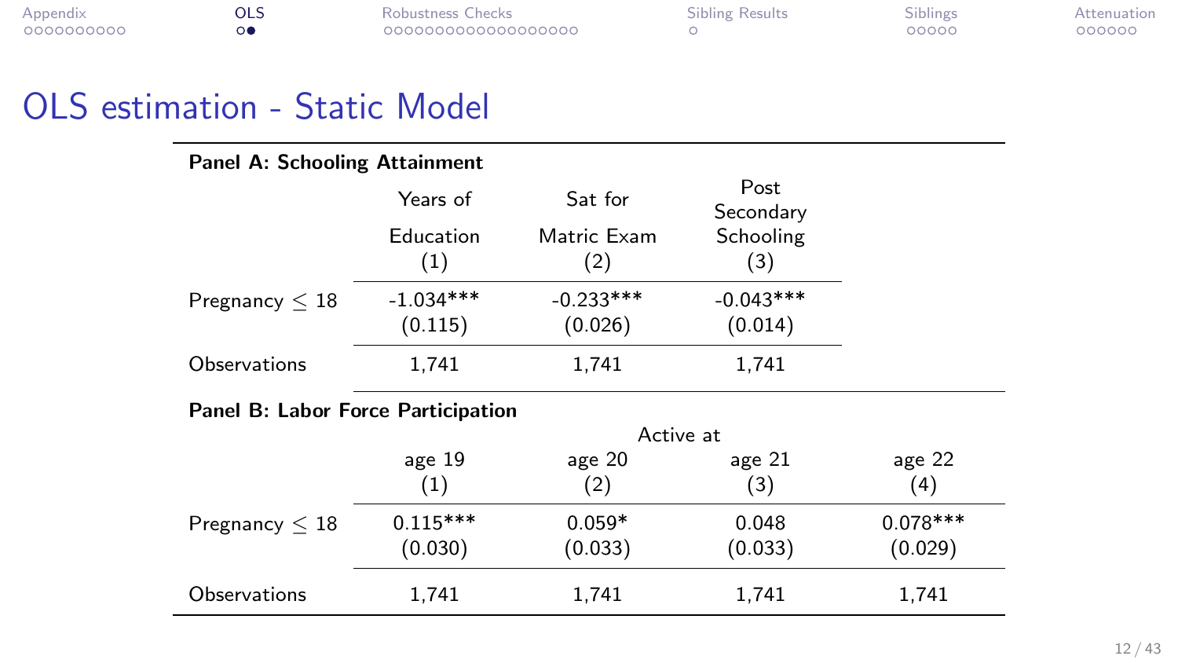# OLS estimation - Static Model

**Panel A: Schooling Attainment**

| | Years of Education (1) | Sat for Matric Exam (2) | Post Secondary Schooling (3) |
|---|---|---|---|
| Pregnancy $\leq 18$ | -1.034*** | -0.233*** | -0.043*** |
| | (0.115) | (0.026) | (0.014) |
| Observations | 1,741 | 1,741 | 1,741 |

**Panel B: Labor Force Participation**

| | Active at | | | |
|---|---|---|---|---|
| | age 19 (1) | age 20 (2) | age 21 (3) | age 22 (4) |
| Pregnancy $\leq 18$ | 0.115*** | 0.059* | 0.048 | 0.078*** |
| | (0.030) | (0.033) | (0.033) | (0.029) |
| Observations | 1,741 | 1,741 | 1,741 | 1,741 |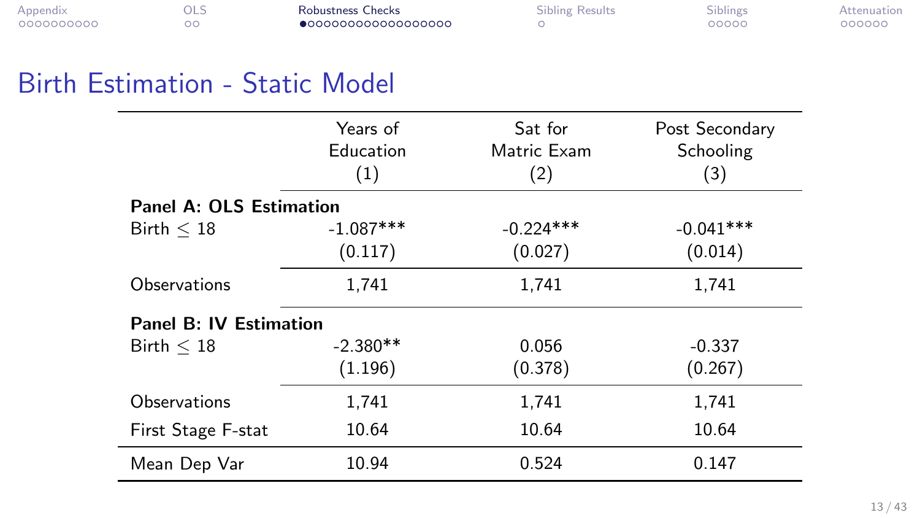# Birth Estimation - Static Model

| | Years of Education (1) | Sat for Matric Exam (2) | Post Secondary Schooling (3) |
|---|---|---|---|
| **Panel A: OLS Estimation** | | | |
| Birth $\leq$ 18 | -1.087*** | -0.224*** | -0.041*** |
| | (0.117) | (0.027) | (0.014) |
| Observations | 1,741 | 1,741 | 1,741 |
| **Panel B: IV Estimation** | | | |
| Birth $\leq$ 18 | -2.380** | 0.056 | -0.337 |
| | (1.196) | (0.378) | (0.267) |
| Observations | 1,741 | 1,741 | 1,741 |
| First Stage F-stat | 10.64 | 10.64 | 10.64 |
| Mean Dep Var | 10.94 | 0.524 | 0.147 |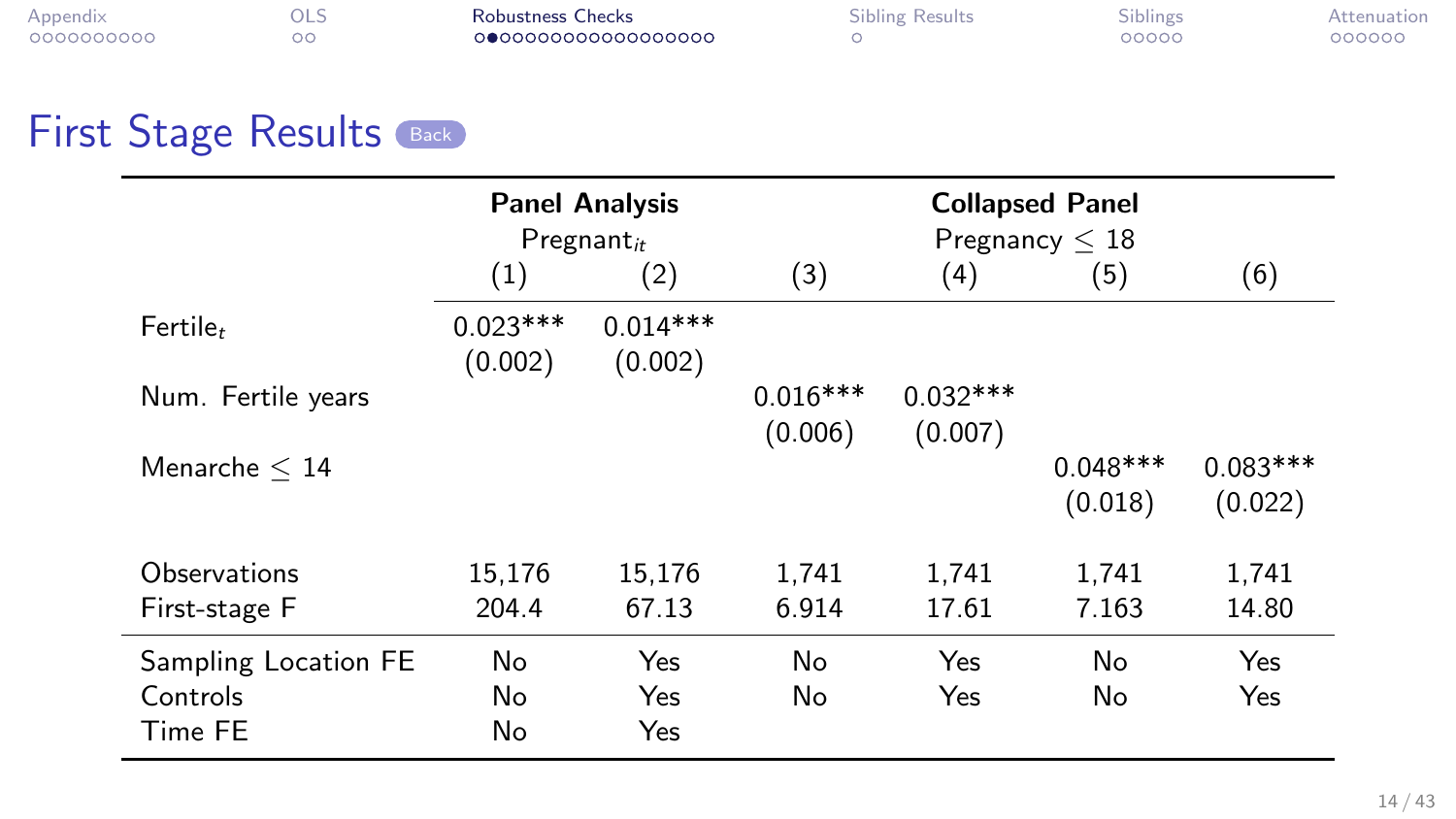# First Stage Results

| | Panel Analysis | | Collapsed Panel | | | |
|---|---|---|---|---|---|---|
| | $\text{Pregnant}_{it}$ | | Pregnancy $\leq$ 18 | | | |
| | (1) | (2) | (3) | (4) | (5) | (6) |
| $\text{Fertile}_t$ | 0.023*** | 0.014*** | | | | |
| | (0.002) | (0.002) | | | | |
| Num. Fertile years | | | 0.016*** | 0.032*** | | |
| | | | (0.006) | (0.007) | | |
| Menarche $\leq$ 14 | | | | | 0.048*** | 0.083*** |
| | | | | | (0.018) | (0.022) |
| Observations | 15,176 | 15,176 | 1,741 | 1,741 | 1,741 | 1,741 |
| First-stage F | 204.4 | 67.13 | 6.914 | 17.61 | 7.163 | 14.80 |
| Sampling Location FE | No | Yes | No | Yes | No | Yes |
| Controls | No | Yes | No | Yes | No | Yes |
| Time FE | No | Yes | | | | |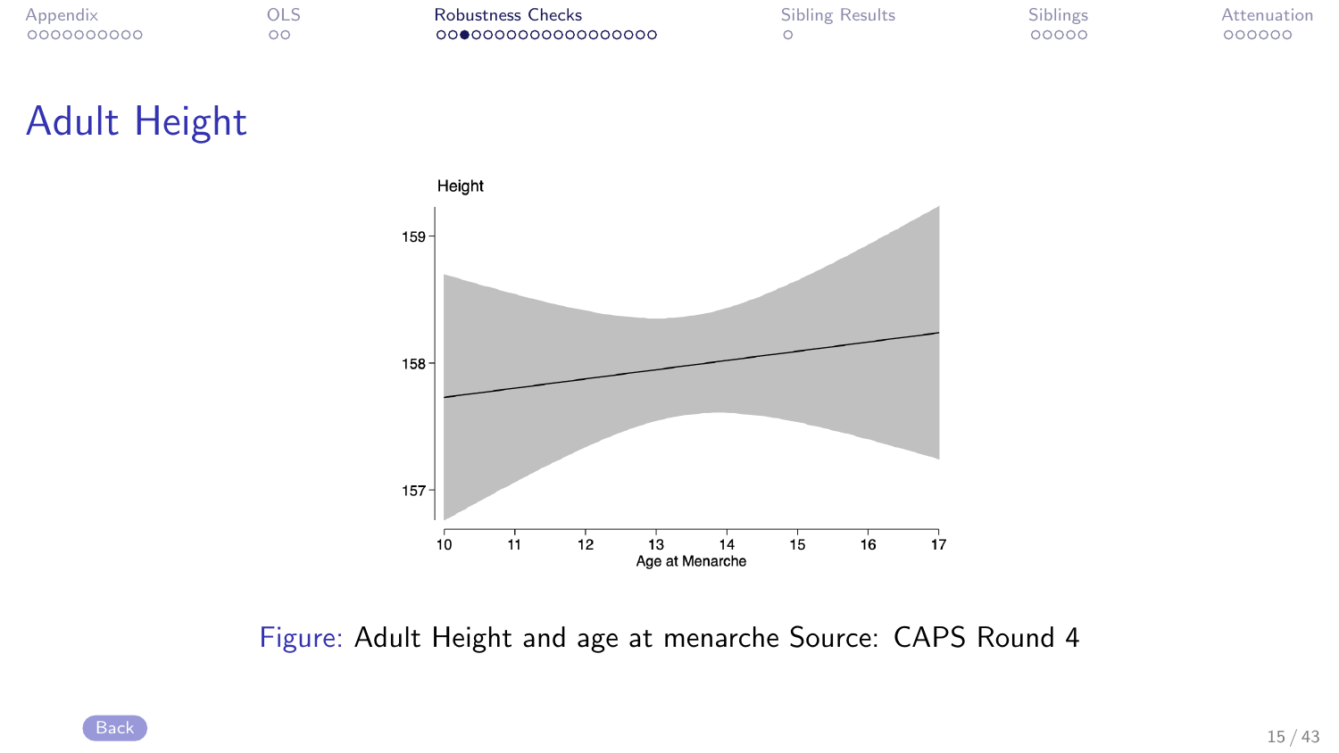# Adult Height

Figure: Adult Height and age at menarche Source: CAPS Round 4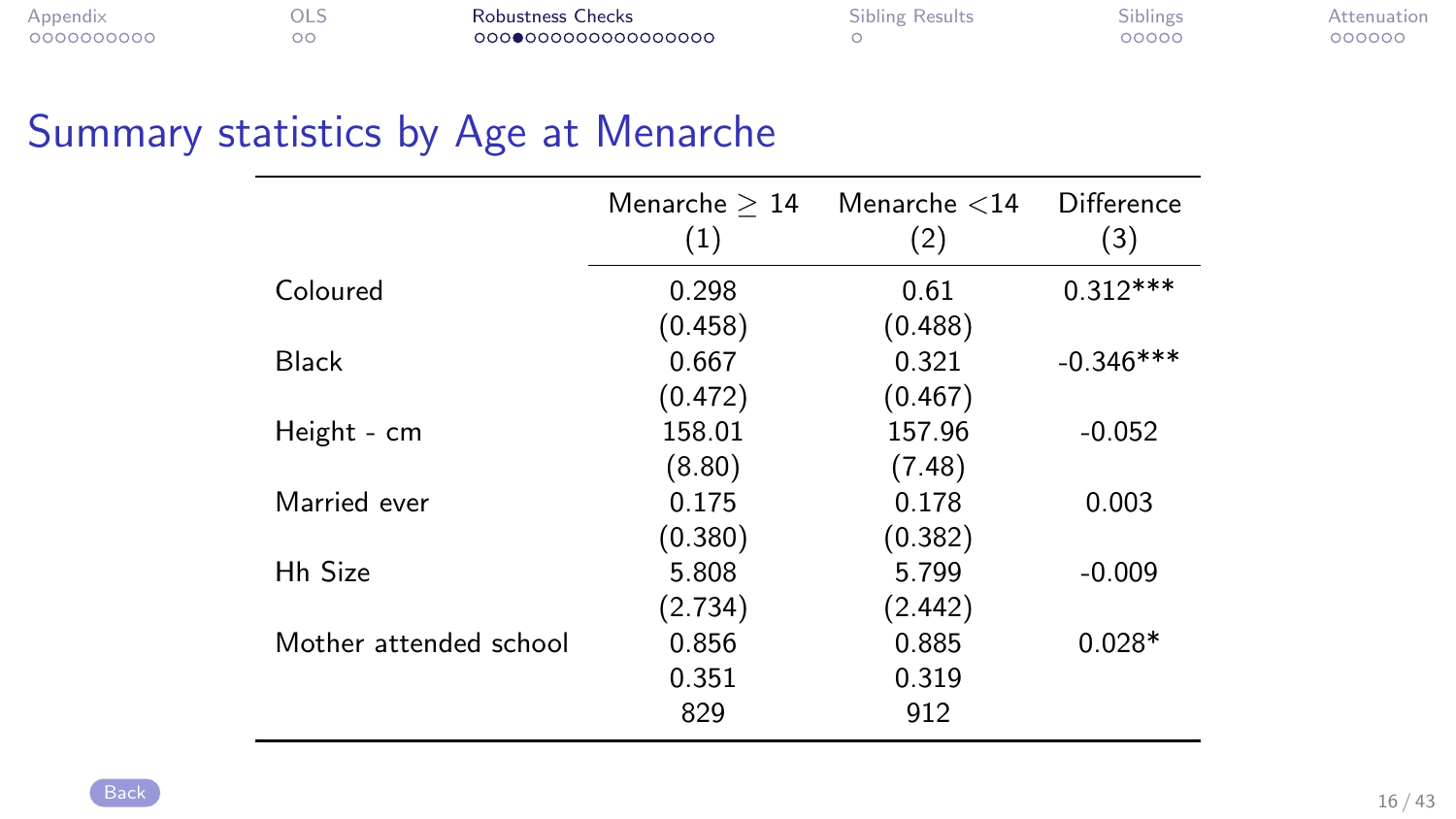## Summary statistics by Age at Menarche

| | Menarche $\geq$ 14 (1) | Menarche <14 (2) | Difference (3) |
|---|---|---|---|
| Coloured | 0.298 | 0.61 | 0.312*** |
| | (0.458) | (0.488) | |
| Black | 0.667 | 0.321 | -0.346*** |
| | (0.472) | (0.467) | |
| Height - cm | 158.01 | 157.96 | -0.052 |
| | (8.80) | (7.48) | |
| Married ever | 0.175 | 0.178 | 0.003 |
| | (0.380) | (0.382) | |
| Hh Size | 5.808 | 5.799 | -0.009 |
| | (2.734) | (2.442) | |
| Mother attended school | 0.856 | 0.885 | 0.028* |
| | 0.351 | 0.319 | |
| | 829 | 912 | |

Back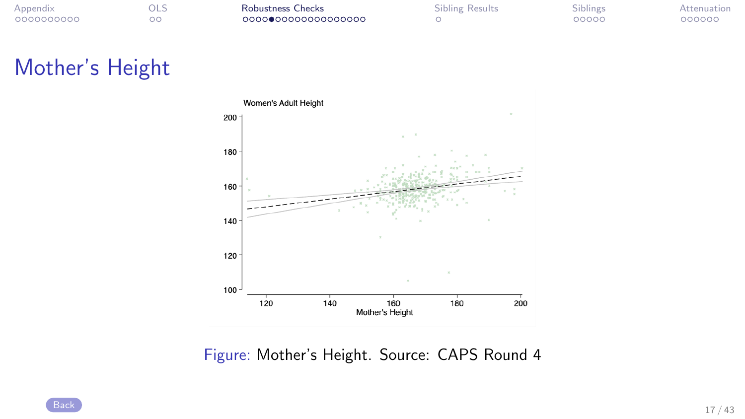# Mother's Height

Women's Adult Height

Figure: Mother's Height. Source: CAPS Round 4

Back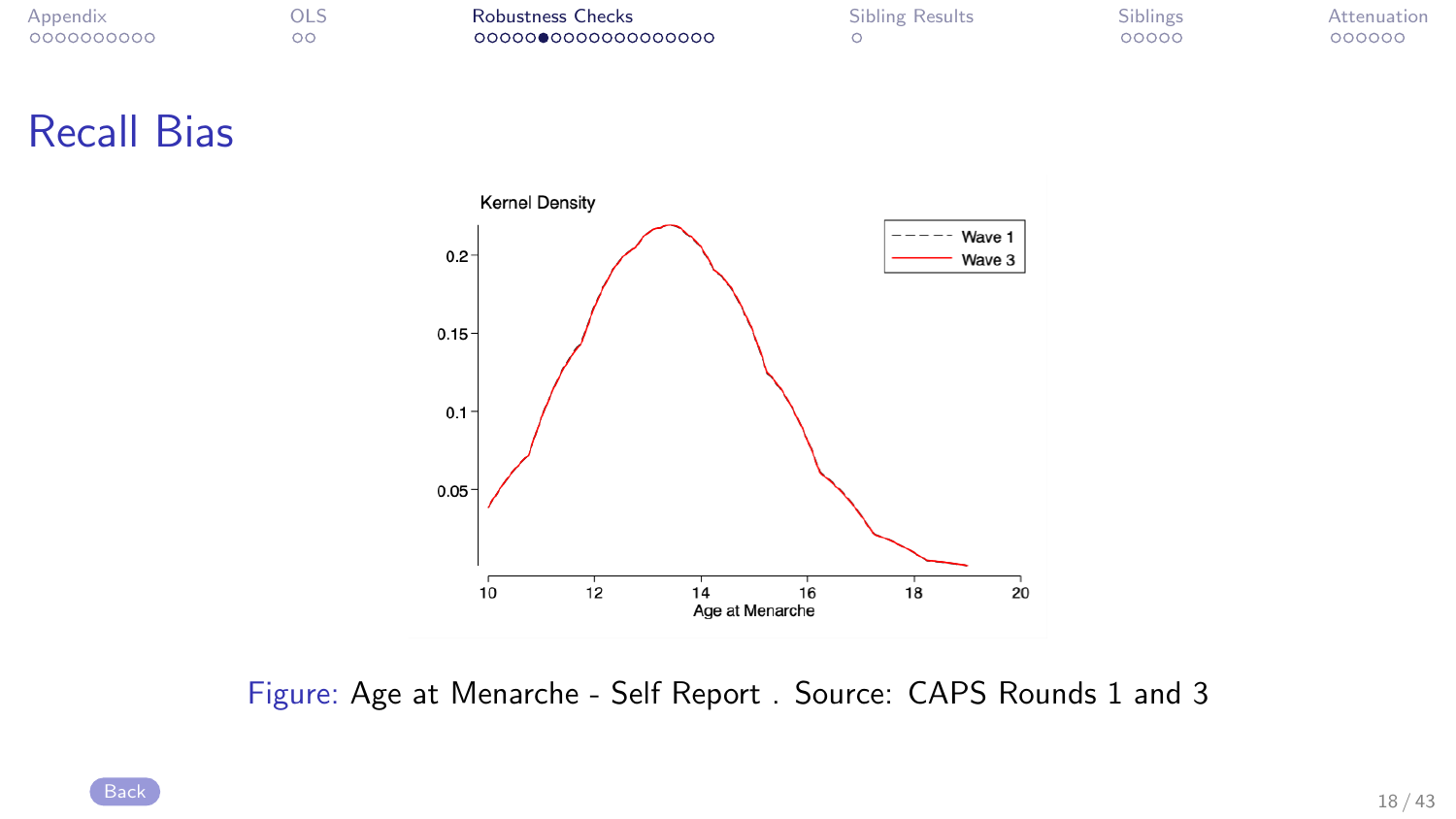# Recall Bias

Figure: Age at Menarche - Self Report . Source: CAPS Rounds 1 and 3

Back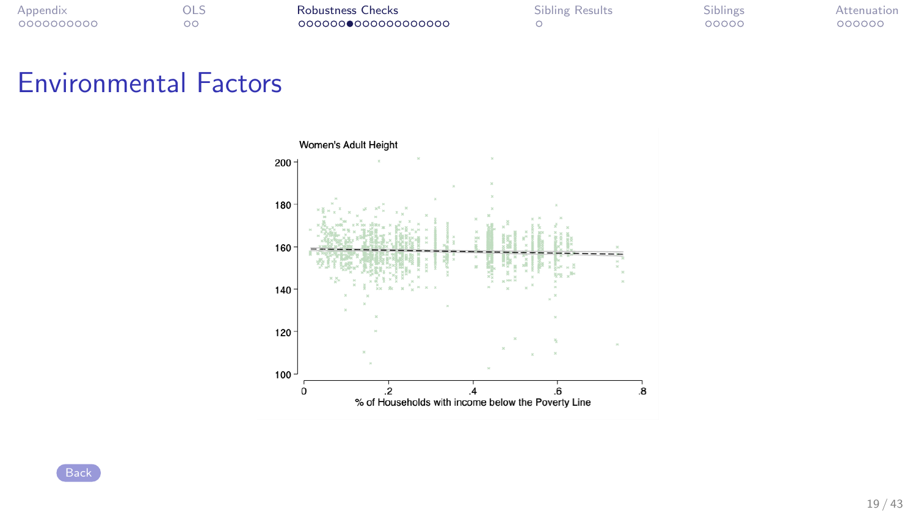# Environmental Factors

Women's Adult Height

% of Households with income below the Poverty Line

Back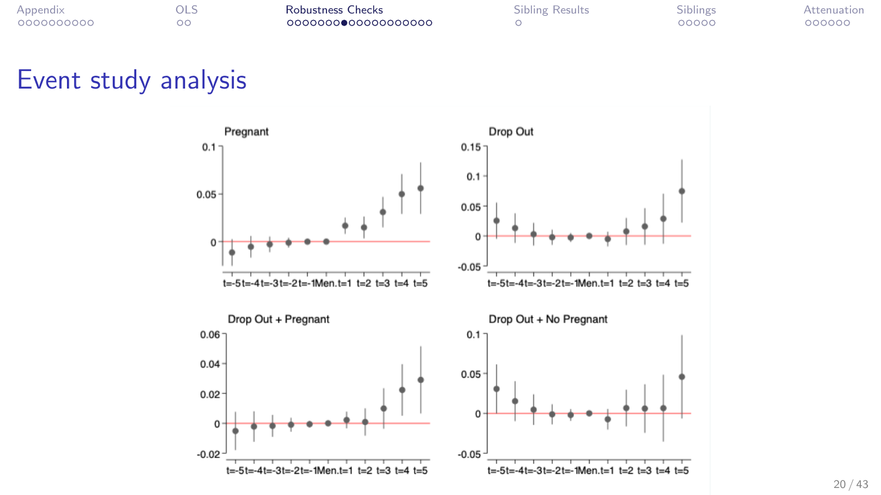# Event study analysis

Pregnant

Drop Out

Drop Out + Pregnant

Drop Out + No Pregnant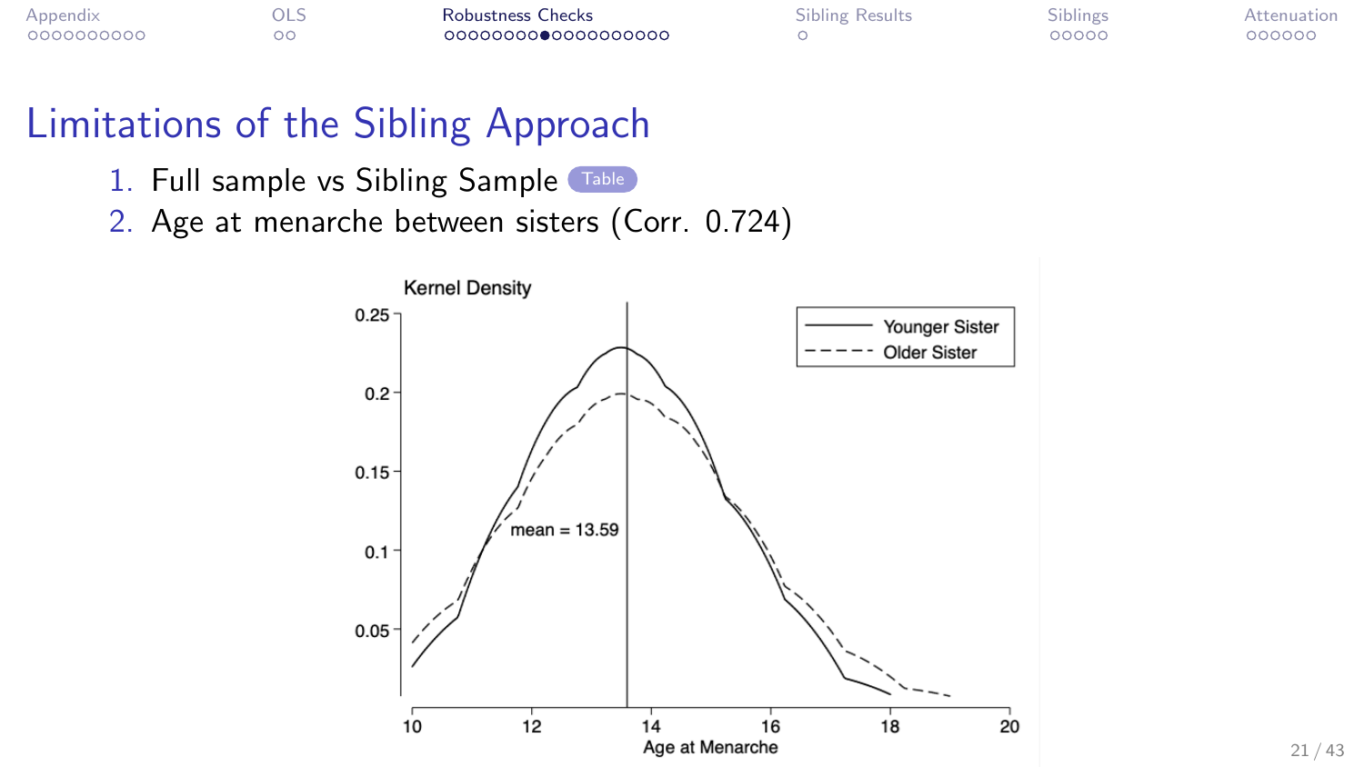# Limitations of the Sibling Approach

1. Full sample vs Sibling Sample Table
2. Age at menarche between sisters (Corr. 0.724)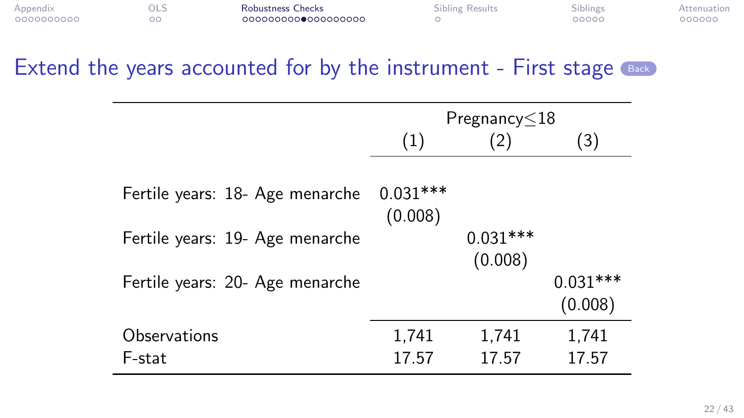## Extend the years accounted for by the instrument - First stage

| | Pregnancy≤18 | | |
|---|---|---|---|
| | (1) | (2) | (3) |
| Fertile years: 18- Age menarche | 0.031*** | | |
| | (0.008) | | |
| Fertile years: 19- Age menarche | | 0.031*** | |
| | | (0.008) | |
| Fertile years: 20- Age menarche | | | 0.031*** |
| | | | (0.008) |
| Observations | 1,741 | 1,741 | 1,741 |
| F-stat | 17.57 | 17.57 | 17.57 |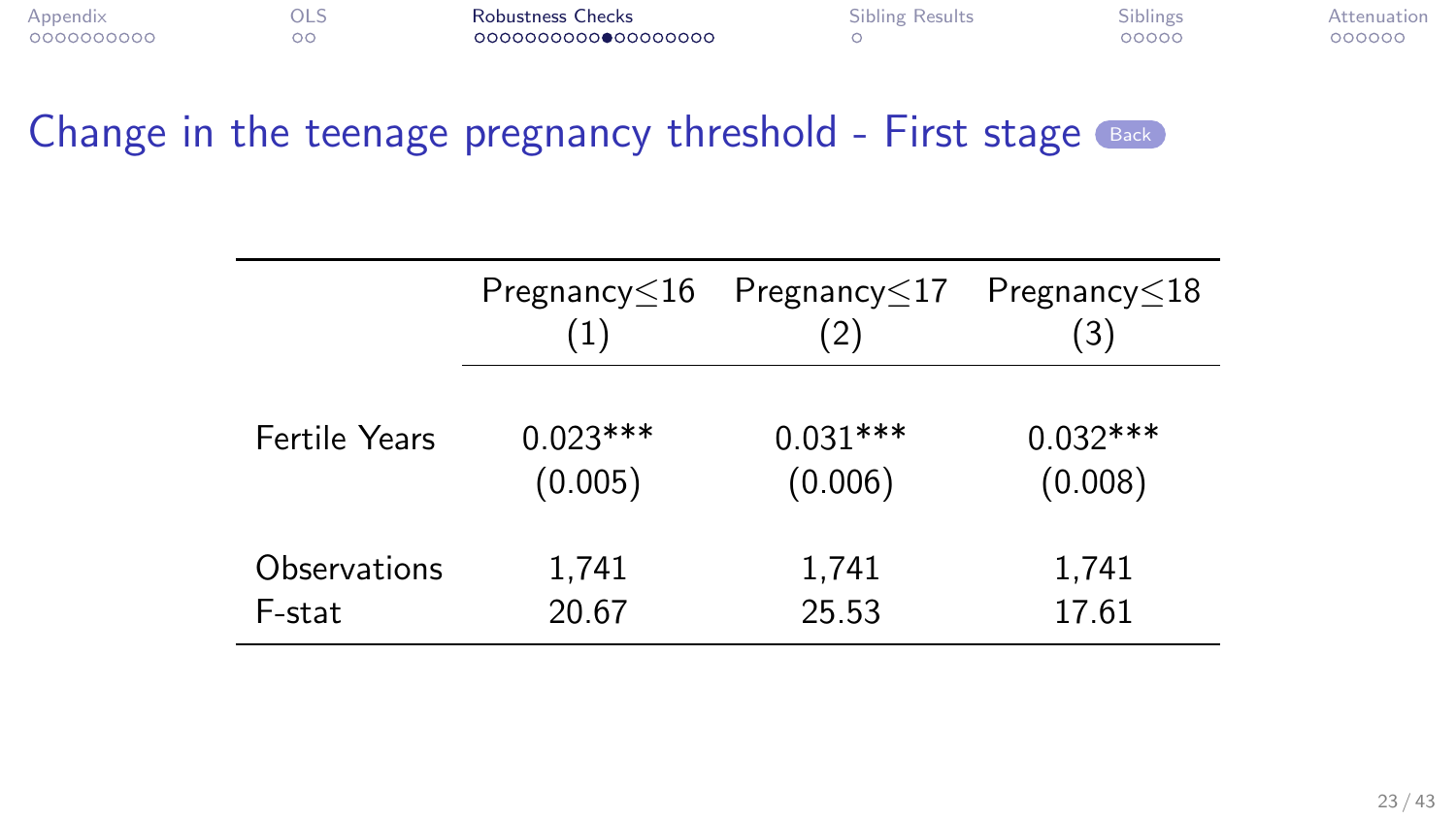## Change in the teenage pregnancy threshold - First stage

| | Pregnancy$\leq$16 | Pregnancy$\leq$17 | Pregnancy$\leq$18 |
|---|---|---|---|
| | (1) | (2) | (3) |
| Fertile Years | 0.023*** | 0.031*** | 0.032*** |
| | (0.005) | (0.006) | (0.008) |
| Observations | 1,741 | 1,741 | 1,741 |
| F-stat | 20.67 | 25.53 | 17.61 |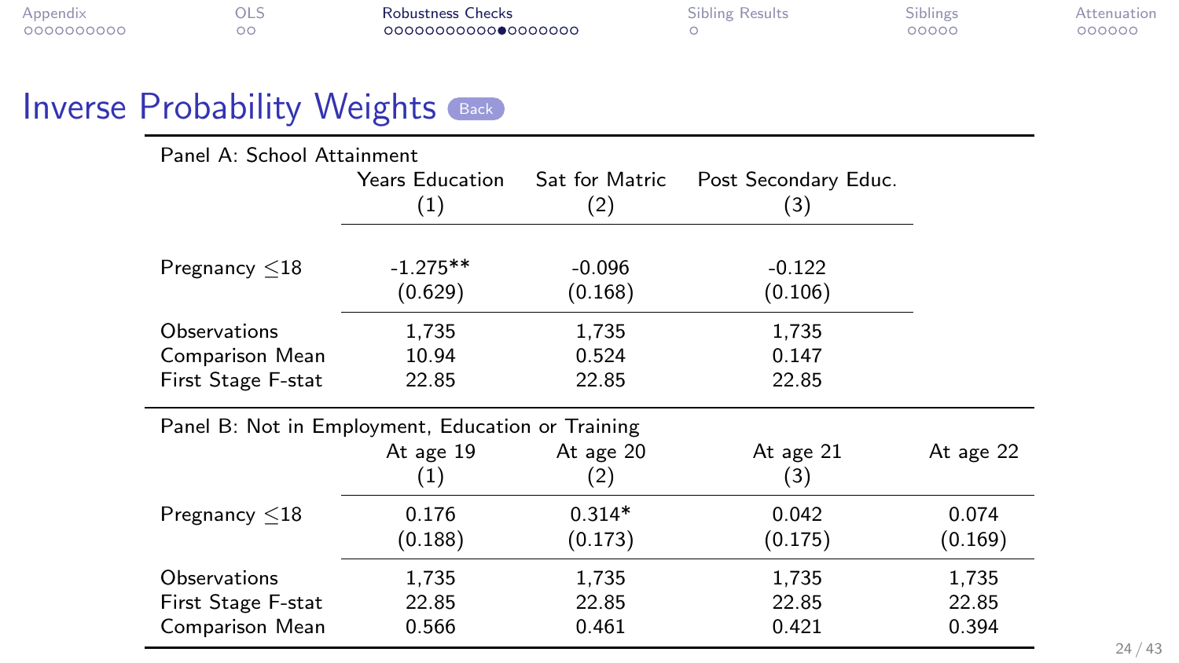# Inverse Probability Weights

Back

| Panel A: School Attainment | Years Education | Sat for Matric | Post Secondary Educ. | |
|---|---|---|---|---|
| | (1) | (2) | (3) | |
| Pregnancy ≤18 | -1.275** | -0.096 | -0.122 | |
| | (0.629) | (0.168) | (0.106) | |
| Observations | 1,735 | 1,735 | 1,735 | |
| Comparison Mean | 10.94 | 0.524 | 0.147 | |
| First Stage F-stat | 22.85 | 22.85 | 22.85 | |
| **Panel B: Not in Employment, Education or Training** | At age 19 | At age 20 | At age 21 | At age 22 |
| | (1) | (2) | (3) | |
| Pregnancy ≤18 | 0.176 | 0.314* | 0.042 | 0.074 |
| | (0.188) | (0.173) | (0.175) | (0.169) |
| Observations | 1,735 | 1,735 | 1,735 | 1,735 |
| First Stage F-stat | 22.85 | 22.85 | 22.85 | 22.85 |
| Comparison Mean | 0.566 | 0.461 | 0.421 | 0.394 |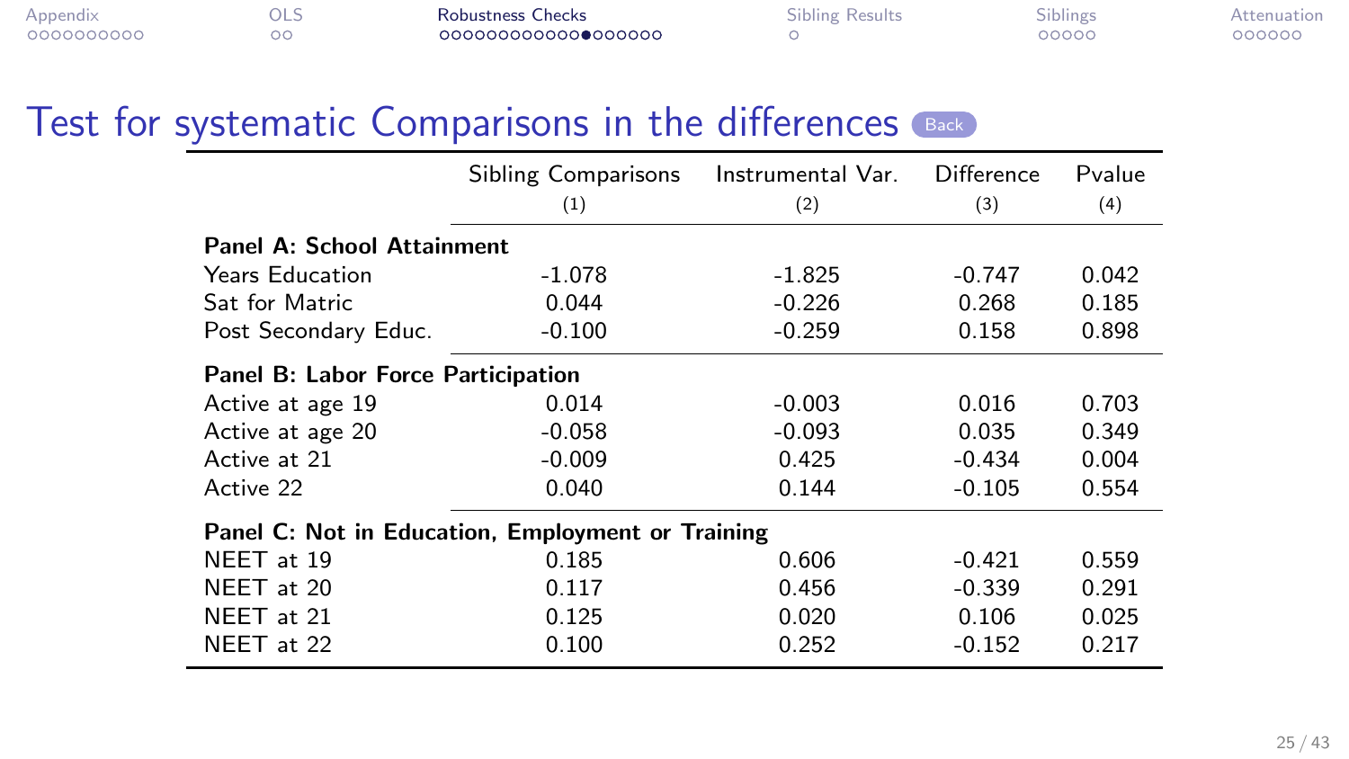## Test for systematic Comparisons in the differences

| | Sibling Comparisons | Instrumental Var. | Difference | Pvalue |
|---|---|---|---|---|
| | (1) | (2) | (3) | (4) |
| **Panel A: School Attainment** | | | | |
| Years Education | -1.078 | -1.825 | -0.747 | 0.042 |
| Sat for Matric | 0.044 | -0.226 | 0.268 | 0.185 |
| Post Secondary Educ. | -0.100 | -0.259 | 0.158 | 0.898 |
| **Panel B: Labor Force Participation** | | | | |
| Active at age 19 | 0.014 | -0.003 | 0.016 | 0.703 |
| Active at age 20 | -0.058 | -0.093 | 0.035 | 0.349 |
| Active at 21 | -0.009 | 0.425 | -0.434 | 0.004 |
| Active 22 | 0.040 | 0.144 | -0.105 | 0.554 |
| **Panel C: Not in Education, Employment or Training** | | | | |
| NEET at 19 | 0.185 | 0.606 | -0.421 | 0.559 |
| NEET at 20 | 0.117 | 0.456 | -0.339 | 0.291 |
| NEET at 21 | 0.125 | 0.020 | 0.106 | 0.025 |
| NEET at 22 | 0.100 | 0.252 | -0.152 | 0.217 |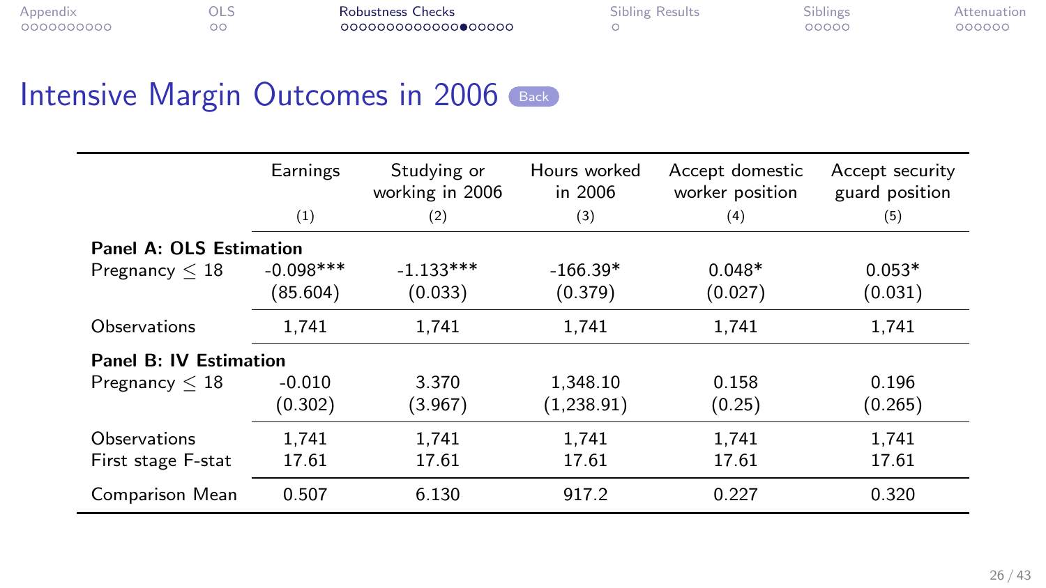## Intensive Margin Outcomes in 2006 Back

| | Earnings | Studying or working in 2006 | Hours worked in 2006 | Accept domestic worker position | Accept security guard position |
|---|---|---|---|---|---|
| | (1) | (2) | (3) | (4) | (5) |
| **Panel A: OLS Estimation** | | | | | |
| Pregnancy $\leq 18$ | -0.098*** | -1.133*** | -166.39* | 0.048* | 0.053* |
| | (85.604) | (0.033) | (0.379) | (0.027) | (0.031) |
| Observations | 1,741 | 1,741 | 1,741 | 1,741 | 1,741 |
| **Panel B: IV Estimation** | | | | | |
| Pregnancy $\leq 18$ | -0.010 | 3.370 | 1,348.10 | 0.158 | 0.196 |
| | (0.302) | (3.967) | (1,238.91) | (0.25) | (0.265) |
| Observations | 1,741 | 1,741 | 1,741 | 1,741 | 1,741 |
| First stage F-stat | 17.61 | 17.61 | 17.61 | 17.61 | 17.61 |
| Comparison Mean | 0.507 | 6.130 | 917.2 | 0.227 | 0.320 |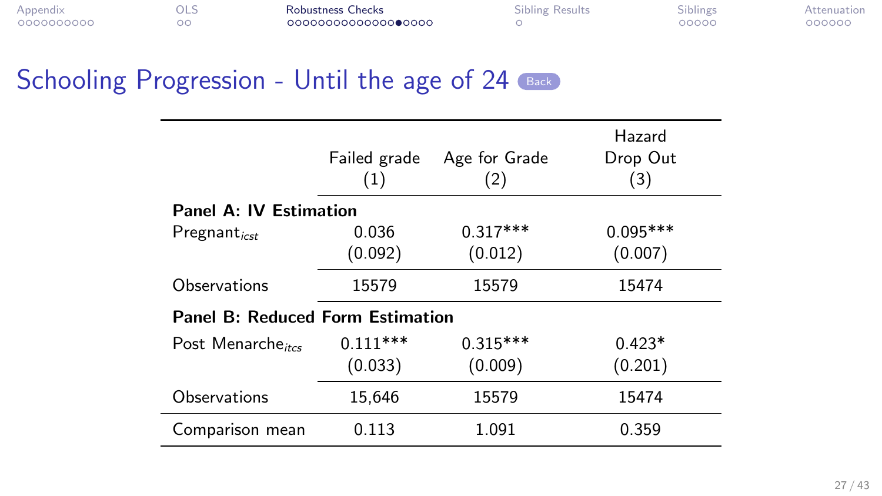# Schooling Progression - Until the age of 24

| | Failed grade (1) | Age for Grade (2) | Hazard Drop Out (3) |
|---|---|---|---|
| **Panel A: IV Estimation** | | | |
| $\text{Pregnant}_{icst}$ | 0.036 | 0.317*** | 0.095*** |
| | (0.092) | (0.012) | (0.007) |
| Observations | 15579 | 15579 | 15474 |
| **Panel B: Reduced Form Estimation** | | | |
| $\text{Post Menarche}_{itcs}$ | 0.111*** | 0.315*** | 0.423* |
| | (0.033) | (0.009) | (0.201) |
| Observations | 15,646 | 15579 | 15474 |
| Comparison mean | 0.113 | 1.091 | 0.359 |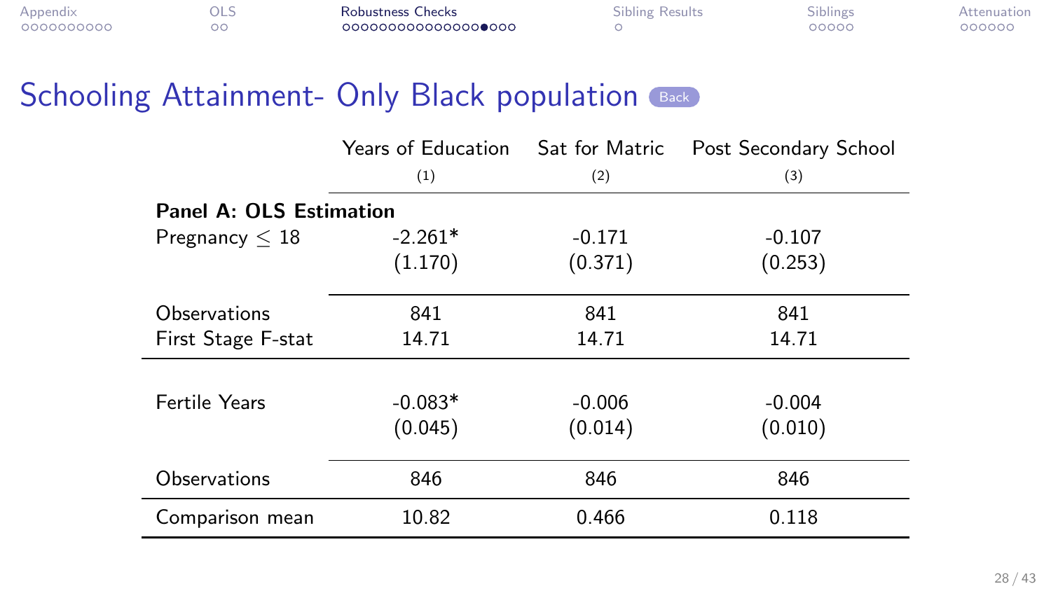## Schooling Attainment- Only Black population

| | Years of Education | Sat for Matric | Post Secondary School |
|---|---|---|---|
| | (1) | (2) | (3) |
| **Panel A: OLS Estimation** | | | |
| Pregnancy $\leq$ 18 | -2.261* | -0.171 | -0.107 |
| | (1.170) | (0.371) | (0.253) |
| Observations | 841 | 841 | 841 |
| First Stage F-stat | 14.71 | 14.71 | 14.71 |
| Fertile Years | -0.083* | -0.006 | -0.004 |
| | (0.045) | (0.014) | (0.010) |
| Observations | 846 | 846 | 846 |
| Comparison mean | 10.82 | 0.466 | 0.118 |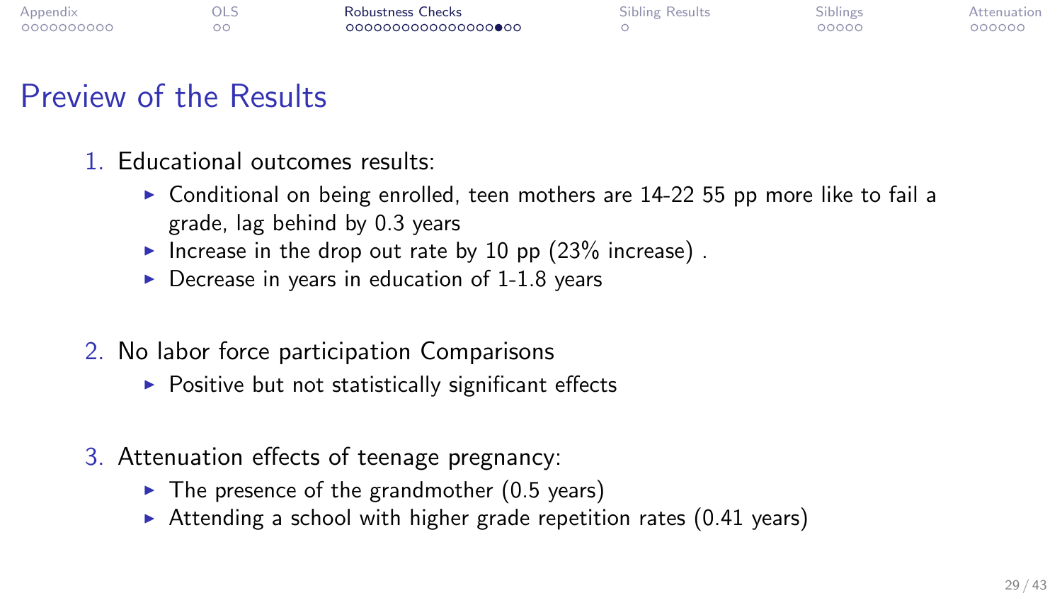# Preview of the Results

1. Educational outcomes results:
   - Conditional on being enrolled, teen mothers are 14-22 55 pp more like to fail a grade, lag behind by 0.3 years
   - Increase in the drop out rate by 10 pp (23% increase) .
   - Decrease in years in education of 1-1.8 years

2. No labor force participation Comparisons
   - Positive but not statistically significant effects

3. Attenuation effects of teenage pregnancy:
   - The presence of the grandmother (0.5 years)
   - Attending a school with higher grade repetition rates (0.41 years)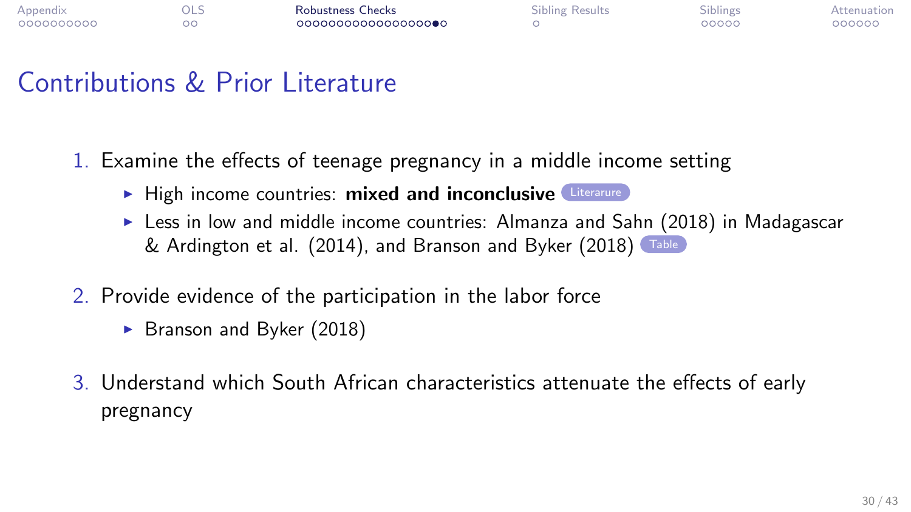## Contributions & Prior Literature

1. Examine the effects of teenage pregnancy in a middle income setting
   - High income countries: **mixed and inconclusive** Literarure
   - Less in low and middle income countries: Almanza and Sahn (2018) in Madagascar & Ardington et al. (2014), and Branson and Byker (2018) Table
2. Provide evidence of the participation in the labor force
   - Branson and Byker (2018)
3. Understand which South African characteristics attenuate the effects of early pregnancy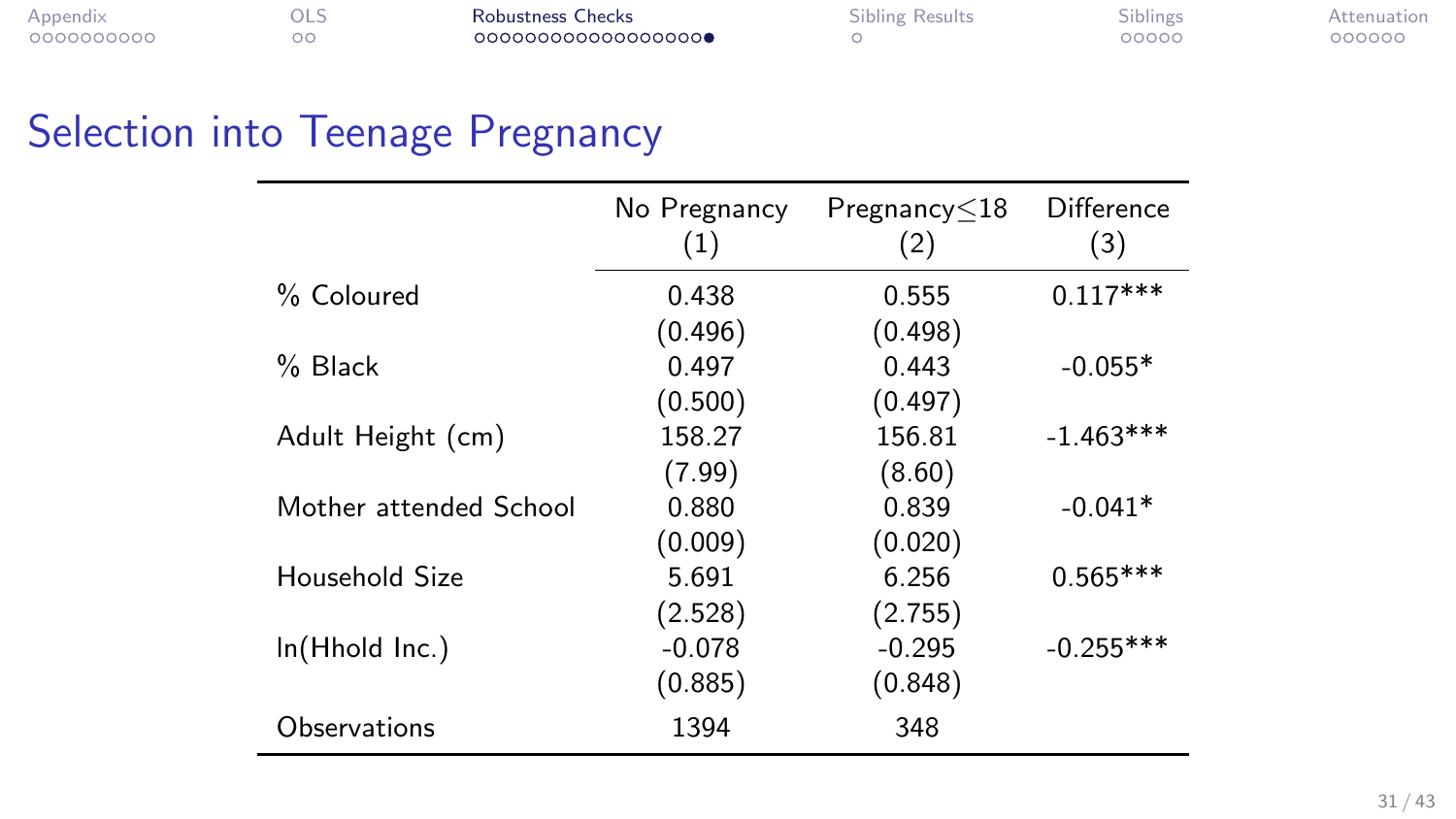## Selection into Teenage Pregnancy

| | No Pregnancy (1) | Pregnancy≤18 (2) | Difference (3) |
|---|---|---|---|
| % Coloured | 0.438 | 0.555 | 0.117*** |
| | (0.496) | (0.498) | |
| % Black | 0.497 | 0.443 | -0.055* |
| | (0.500) | (0.497) | |
| Adult Height (cm) | 158.27 | 156.81 | -1.463*** |
| | (7.99) | (8.60) | |
| Mother attended School | 0.880 | 0.839 | -0.041* |
| | (0.009) | (0.020) | |
| Household Size | 5.691 | 6.256 | 0.565*** |
| | (2.528) | (2.755) | |
| ln(Hhold Inc.) | -0.078 | -0.295 | -0.255*** |
| | (0.885) | (0.848) | |
| Observations | 1394 | 348 | |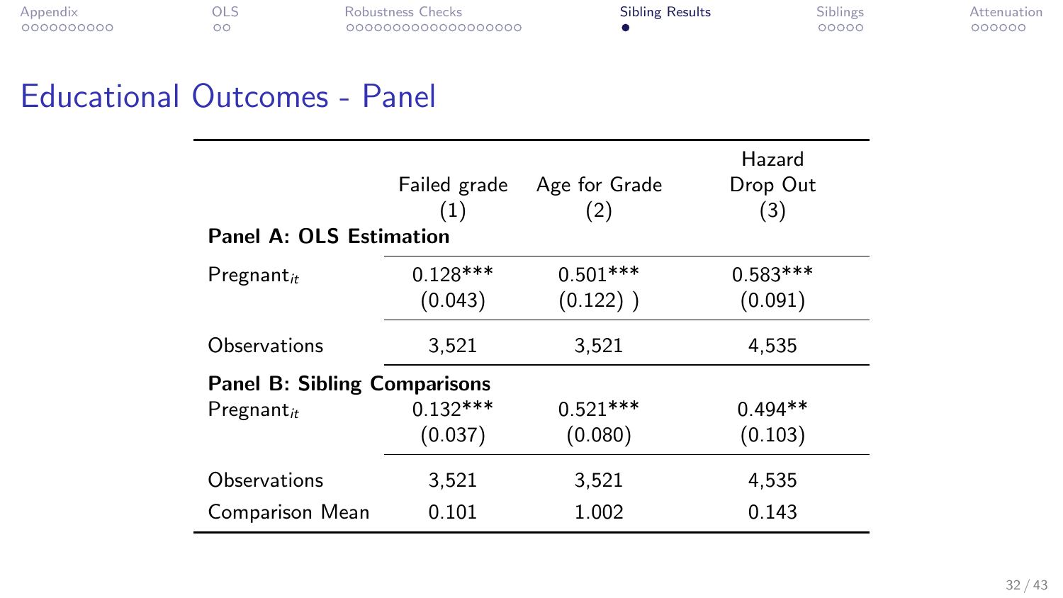## Educational Outcomes - Panel

| | Failed grade<br>(1) | Age for Grade<br>(2) | Hazard<br>Drop Out<br>(3) |
|---|---|---|---|
| **Panel A: OLS Estimation** | | | |
| Pregnant$_{it}$ | 0.128*** | 0.501*** | 0.583*** |
| | (0.043) | (0.122) ) | (0.091) |
| Observations | 3,521 | 3,521 | 4,535 |
| **Panel B: Sibling Comparisons** | | | |
| Pregnant$_{it}$ | 0.132*** | 0.521*** | 0.494** |
| | (0.037) | (0.080) | (0.103) |
| Observations | 3,521 | 3,521 | 4,535 |
| Comparison Mean | 0.101 | 1.002 | 0.143 |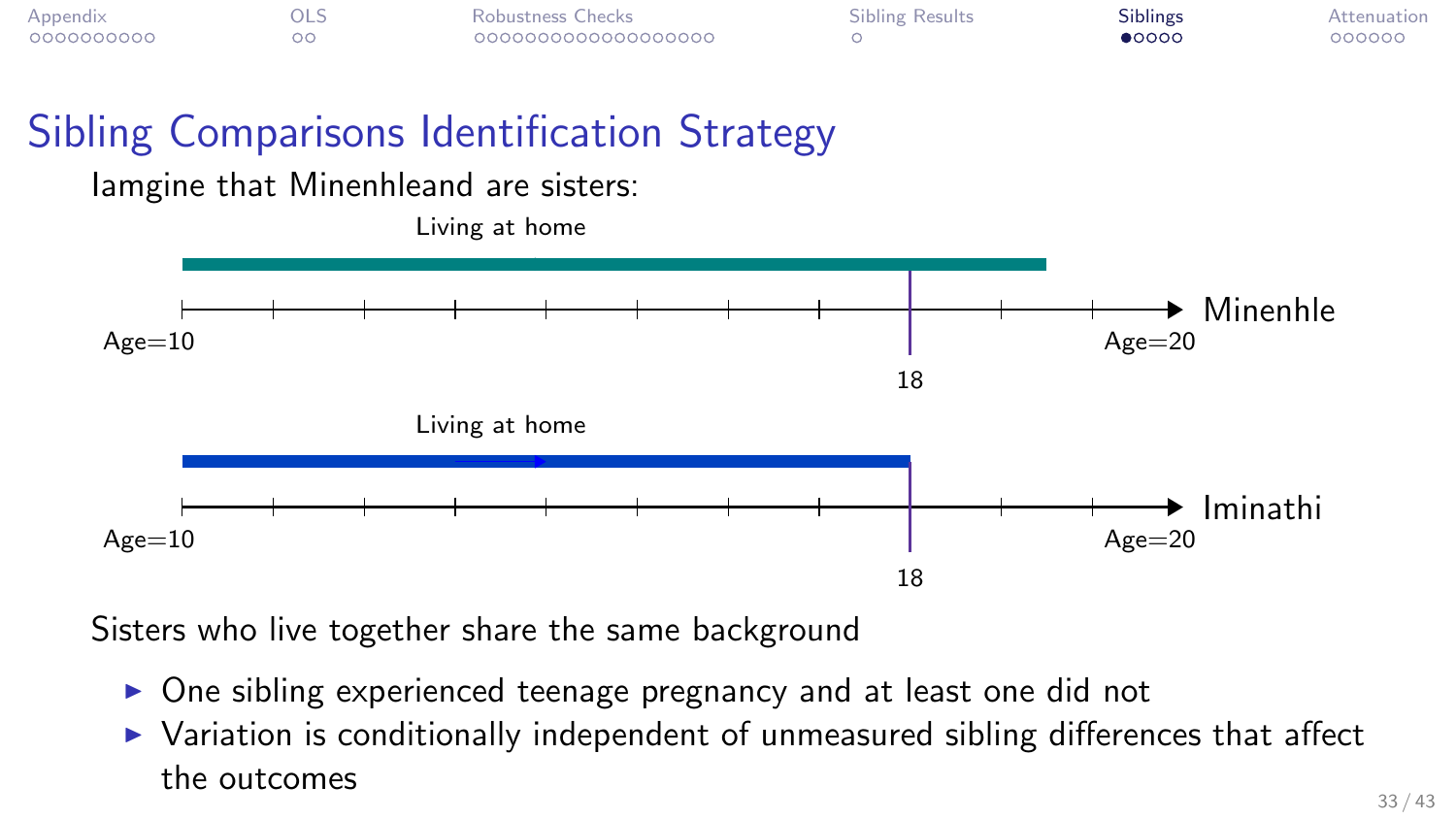# Sibling Comparisons Identification Strategy

Iamgine that Minenhleand are sisters:

Living at home

Age=10 — 18 — Age=20 — Minenhle

Living at home

Age=10 — 18 — Age=20 — Iminathi

Sisters who live together share the same background

- One sibling experienced teenage pregnancy and at least one did not
- Variation is conditionally independent of unmeasured sibling differences that affect the outcomes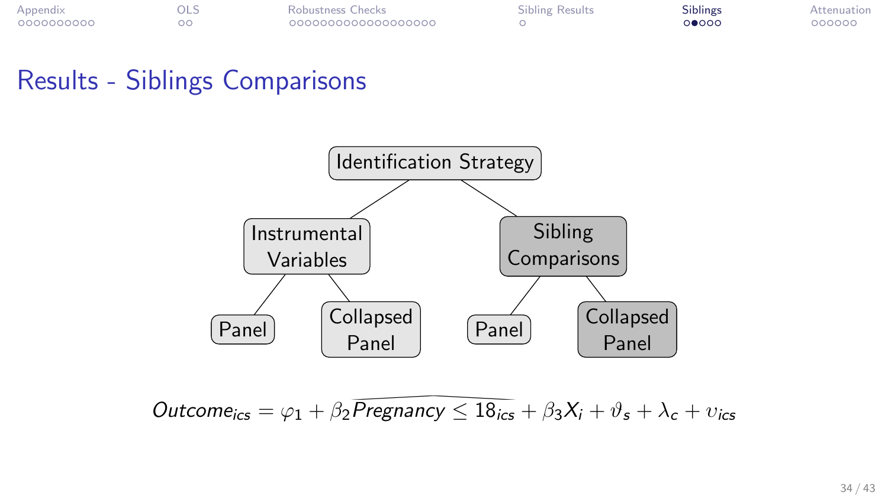# Results - Siblings Comparisons

- Identification Strategy
  - Instrumental Variables
    - Panel
    - Collapsed Panel
  - Sibling Comparisons
    - Panel
    - Collapsed Panel

$$Outcome_{ics} = \varphi_1 + \beta_2 \widehat{Pregnancy \leq 18_{ics}} + \beta_3 X_i + \vartheta_s + \lambda_c + \upsilon_{ics}$$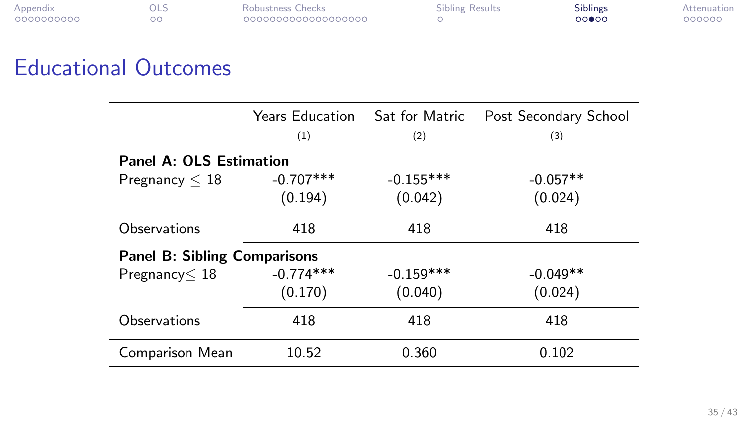## Educational Outcomes

| | Years Education | Sat for Matric | Post Secondary School |
|---|---|---|---|
| | (1) | (2) | (3) |
| **Panel A: OLS Estimation** | | | |
| Pregnancy $\leq 18$ | -0.707*** | -0.155*** | -0.057** |
| | (0.194) | (0.042) | (0.024) |
| Observations | 418 | 418 | 418 |
| **Panel B: Sibling Comparisons** | | | |
| Pregnancy $\leq 18$ | -0.774*** | -0.159*** | -0.049** |
| | (0.170) | (0.040) | (0.024) |
| Observations | 418 | 418 | 418 |
| Comparison Mean | 10.52 | 0.360 | 0.102 |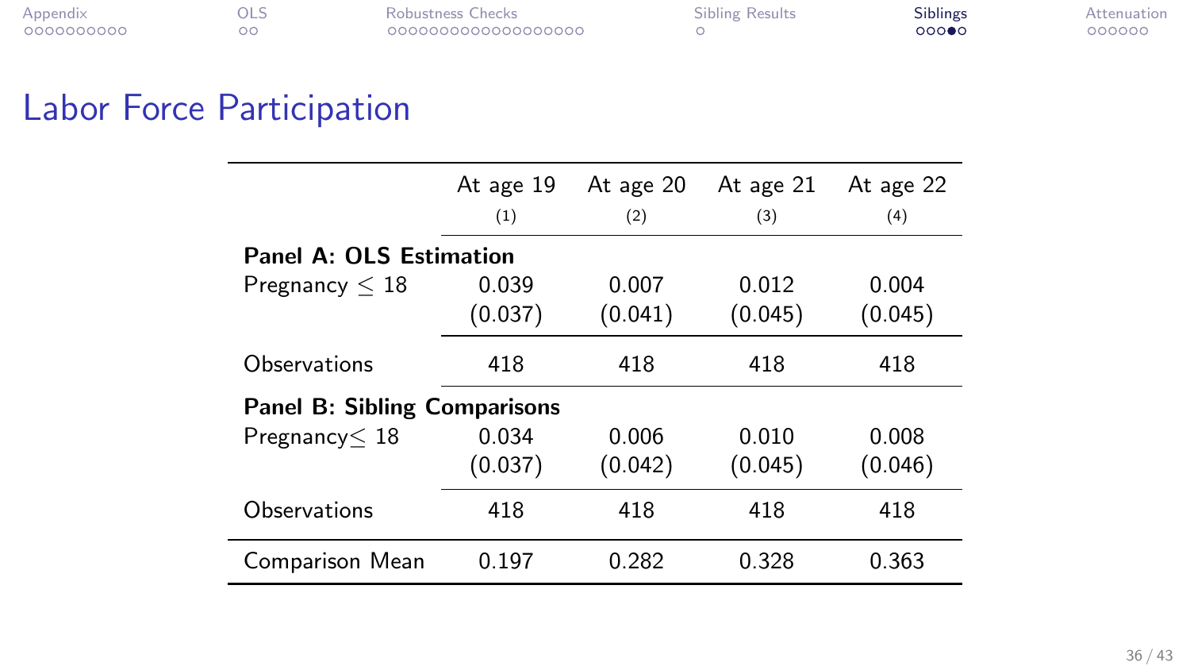# Labor Force Participation

| | At age 19 | At age 20 | At age 21 | At age 22 |
|---|---|---|---|---|
| | (1) | (2) | (3) | (4) |
| **Panel A: OLS Estimation** | | | | |
| Pregnancy $\leq 18$ | 0.039 | 0.007 | 0.012 | 0.004 |
| | (0.037) | (0.041) | (0.045) | (0.045) |
| Observations | 418 | 418 | 418 | 418 |
| **Panel B: Sibling Comparisons** | | | | |
| Pregnancy$\leq 18$ | 0.034 | 0.006 | 0.010 | 0.008 |
| | (0.037) | (0.042) | (0.045) | (0.046) |
| Observations | 418 | 418 | 418 | 418 |
| Comparison Mean | 0.197 | 0.282 | 0.328 | 0.363 |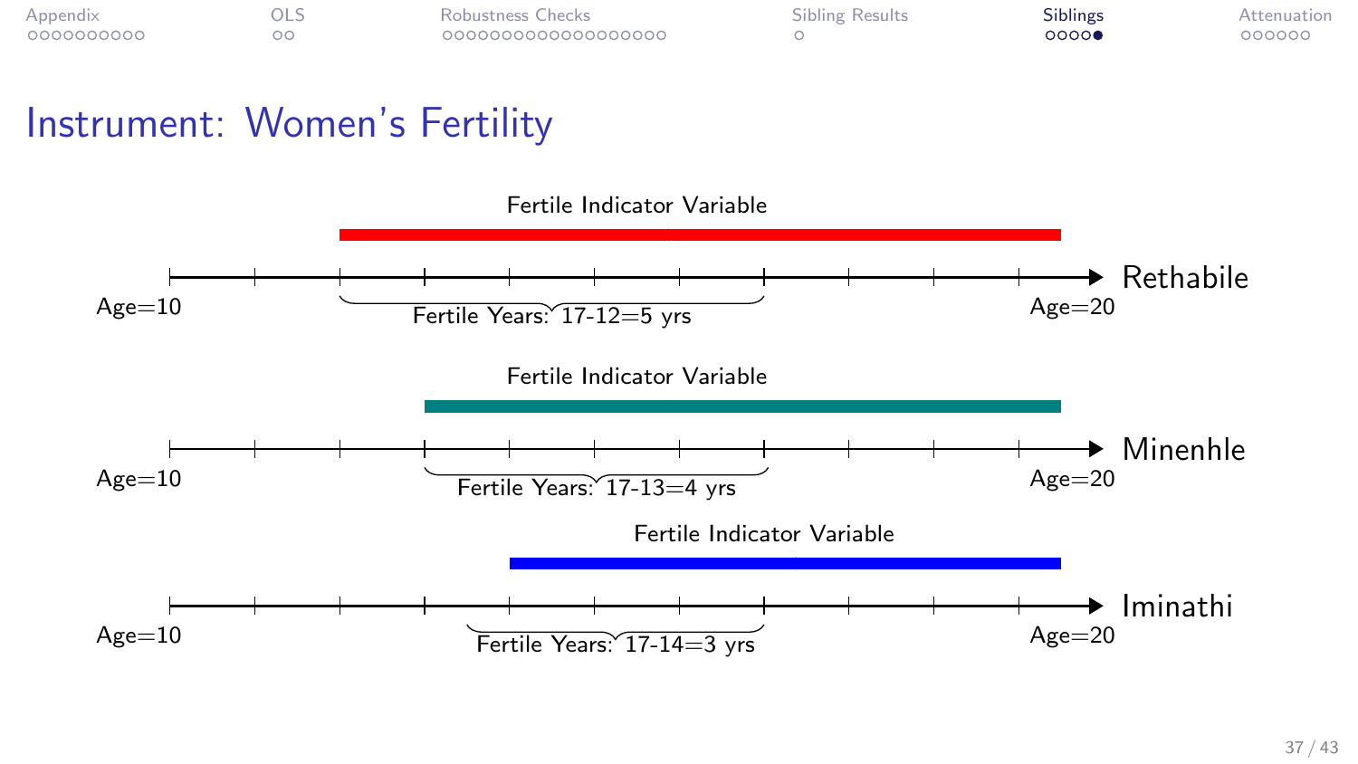# Instrument: Women's Fertility

Fertile Indicator Variable

Age=10 — Age=20 — Rethabile

Fertile Years: 17-12=5 yrs

Fertile Indicator Variable

Age=10 — Age=20 — Minenhle

Fertile Years: 17-13=4 yrs

Fertile Indicator Variable

Age=10 — Age=20 — Iminathi

Fertile Years: 17-14=3 yrs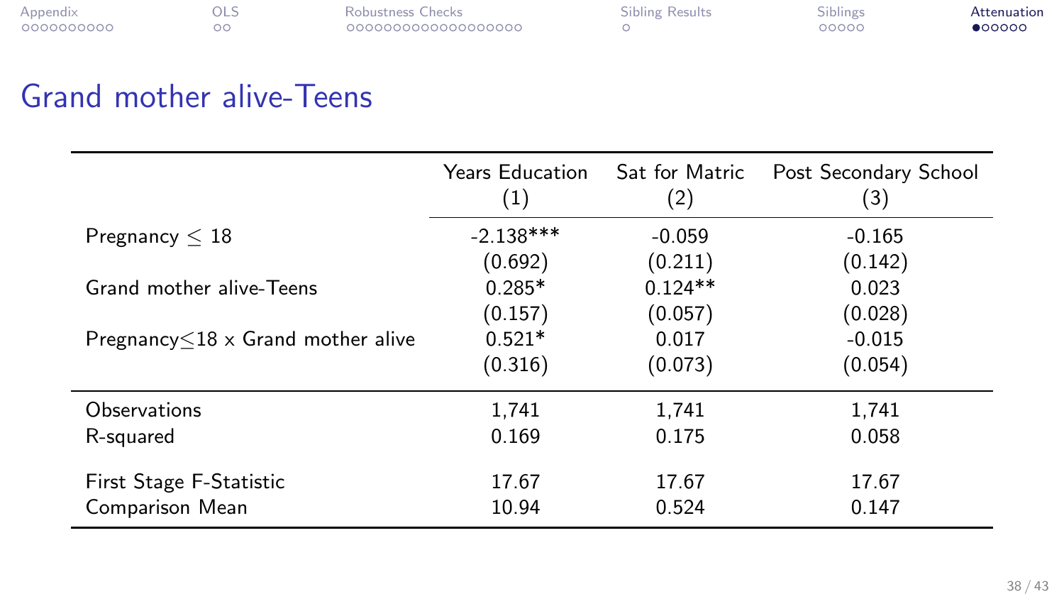## Grand mother alive-Teens

| | Years Education | Sat for Matric | Post Secondary School |
|---|---|---|---|
| | (1) | (2) | (3) |
| Pregnancy $\leq$ 18 | -2.138*** | -0.059 | -0.165 |
| | (0.692) | (0.211) | (0.142) |
| Grand mother alive-Teens | 0.285* | 0.124** | 0.023 |
| | (0.157) | (0.057) | (0.028) |
| Pregnancy$\leq$18 x Grand mother alive | 0.521* | 0.017 | -0.015 |
| | (0.316) | (0.073) | (0.054) |
| Observations | 1,741 | 1,741 | 1,741 |
| R-squared | 0.169 | 0.175 | 0.058 |
| First Stage F-Statistic | 17.67 | 17.67 | 17.67 |
| Comparison Mean | 10.94 | 0.524 | 0.147 |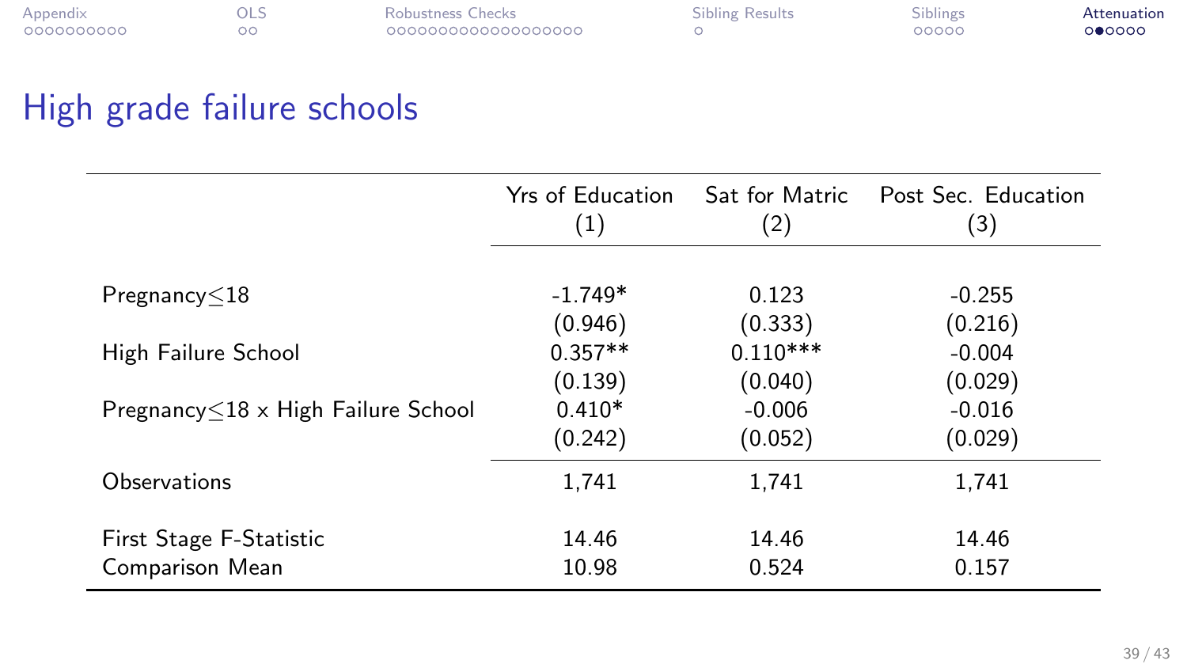## High grade failure schools

| | Yrs of Education (1) | Sat for Matric (2) | Post Sec. Education (3) |
|---|---|---|---|
| Pregnancy$\leq$18 | -1.749* | 0.123 | -0.255 |
| | (0.946) | (0.333) | (0.216) |
| High Failure School | 0.357** | 0.110*** | -0.004 |
| | (0.139) | (0.040) | (0.029) |
| Pregnancy$\leq$18 x High Failure School | 0.410* | -0.006 | -0.016 |
| | (0.242) | (0.052) | (0.029) |
| Observations | 1,741 | 1,741 | 1,741 |
| First Stage F-Statistic | 14.46 | 14.46 | 14.46 |
| Comparison Mean | 10.98 | 0.524 | 0.157 |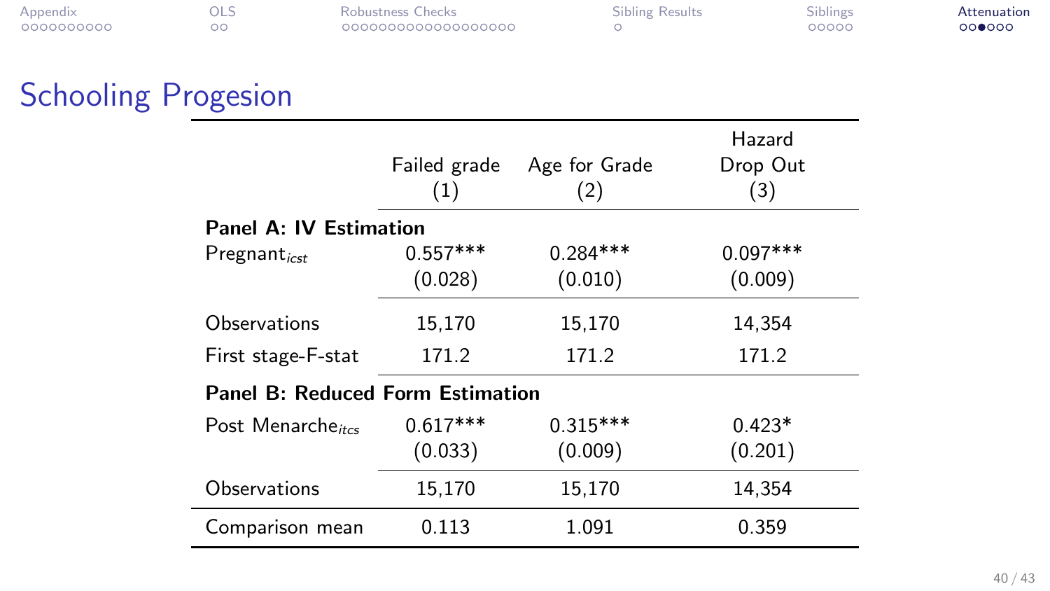# Schooling Progesion

| | Failed grade (1) | Age for Grade (2) | Hazard Drop Out (3) |
|---|---|---|---|
| **Panel A: IV Estimation** | | | |
| $\text{Pregnant}_{icst}$ | 0.557*** | 0.284*** | 0.097*** |
| | (0.028) | (0.010) | (0.009) |
| Observations | 15,170 | 15,170 | 14,354 |
| First stage-F-stat | 171.2 | 171.2 | 171.2 |
| **Panel B: Reduced Form Estimation** | | | |
| $\text{Post Menarche}_{itcs}$ | 0.617*** | 0.315*** | 0.423* |
| | (0.033) | (0.009) | (0.201) |
| Observations | 15,170 | 15,170 | 14,354 |
| Comparison mean | 0.113 | 1.091 | 0.359 |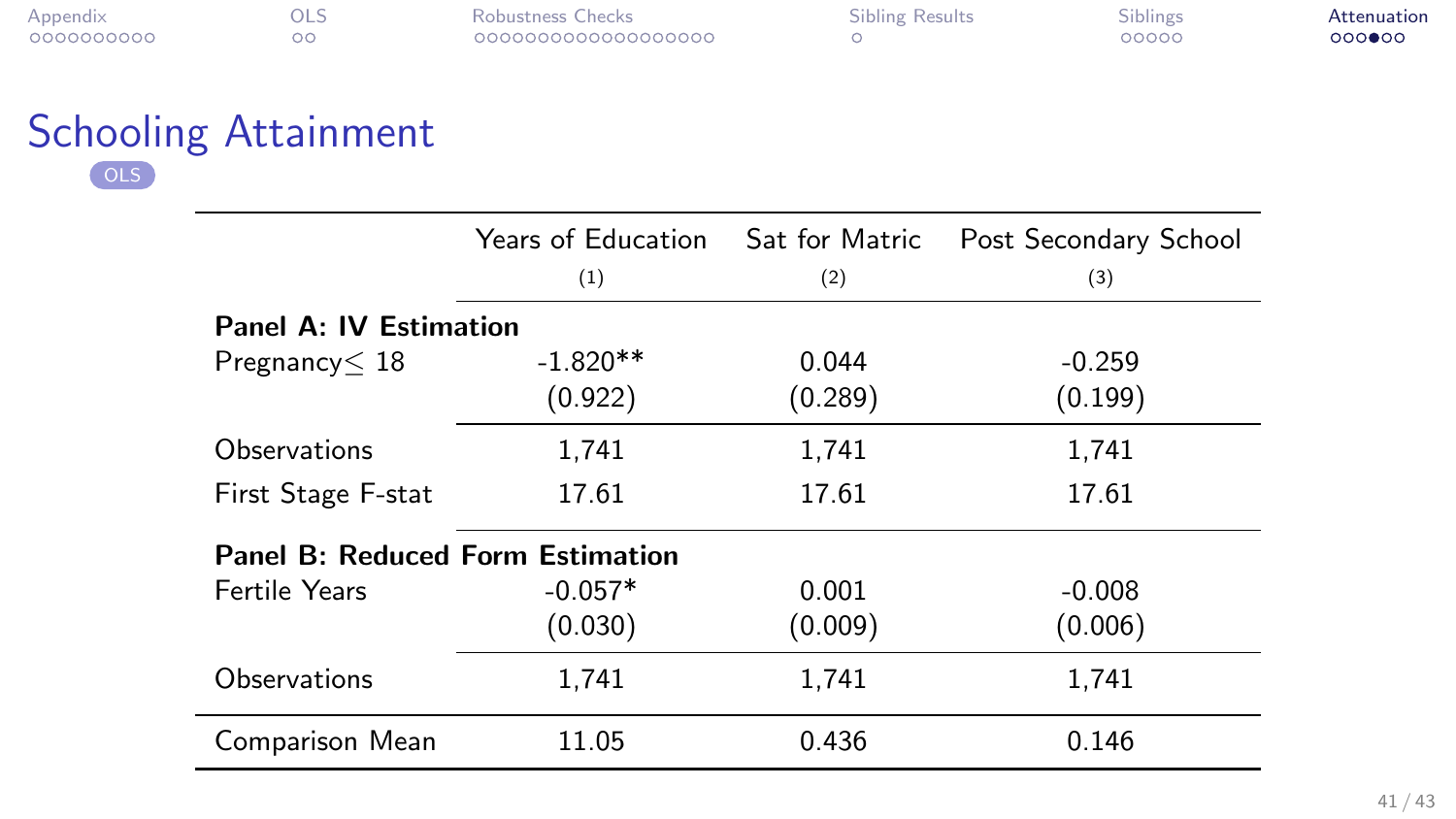# Schooling Attainment

OLS

| | Years of Education | Sat for Matric | Post Secondary School |
|---|---|---|---|
| | (1) | (2) | (3) |
| **Panel A: IV Estimation** | | | |
| Pregnancy$\leq$ 18 | -1.820** | 0.044 | -0.259 |
| | (0.922) | (0.289) | (0.199) |
| Observations | 1,741 | 1,741 | 1,741 |
| First Stage F-stat | 17.61 | 17.61 | 17.61 |
| **Panel B: Reduced Form Estimation** | | | |
| Fertile Years | -0.057* | 0.001 | -0.008 |
| | (0.030) | (0.009) | (0.006) |
| Observations | 1,741 | 1,741 | 1,741 |
| Comparison Mean | 11.05 | 0.436 | 0.146 |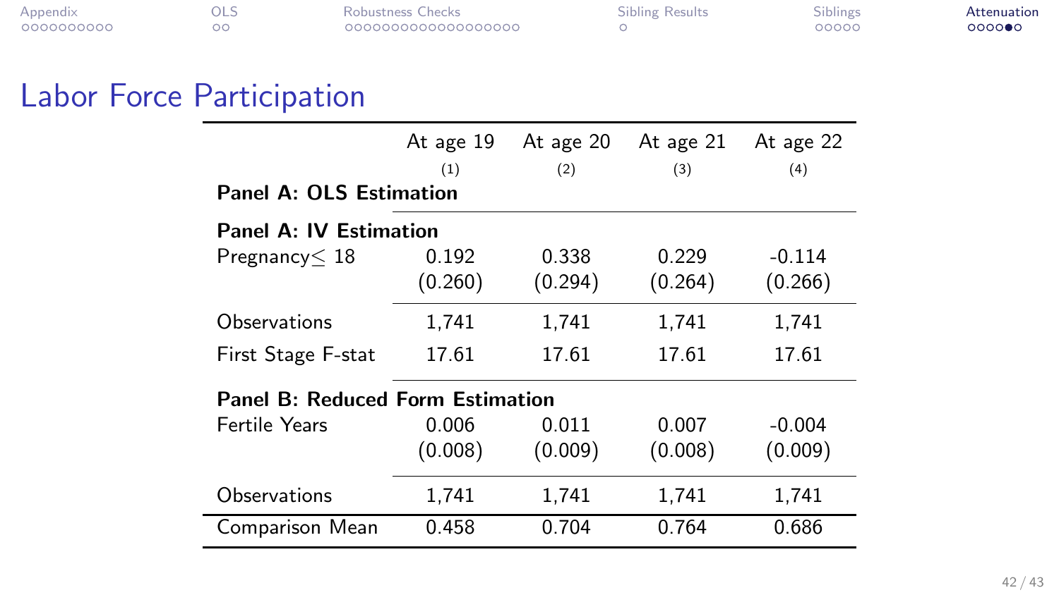## Labor Force Participation

| | At age 19 | At age 20 | At age 21 | At age 22 |
|---|---|---|---|---|
| | (1) | (2) | (3) | (4) |
| **Panel A: OLS Estimation** | | | | |
| **Panel A: IV Estimation** | | | | |
| Pregnancy$\leq$ 18 | 0.192 | 0.338 | 0.229 | -0.114 |
| | (0.260) | (0.294) | (0.264) | (0.266) |
| Observations | 1,741 | 1,741 | 1,741 | 1,741 |
| First Stage F-stat | 17.61 | 17.61 | 17.61 | 17.61 |
| **Panel B: Reduced Form Estimation** | | | | |
| Fertile Years | 0.006 | 0.011 | 0.007 | -0.004 |
| | (0.008) | (0.009) | (0.008) | (0.009) |
| Observations | 1,741 | 1,741 | 1,741 | 1,741 |
| Comparison Mean | 0.458 | 0.704 | 0.764 | 0.686 |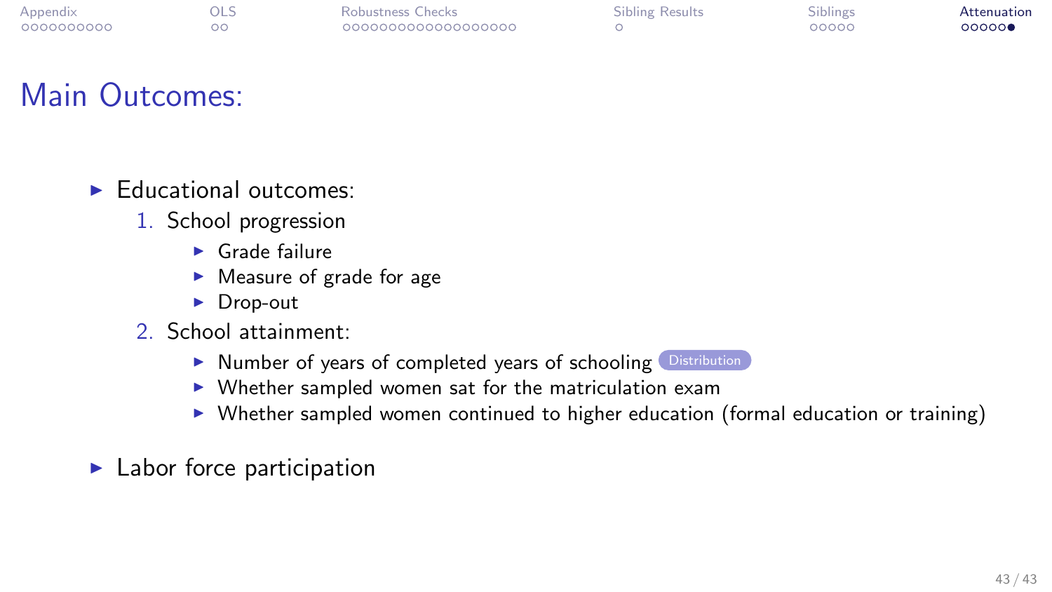# Main Outcomes:

- Educational outcomes:
  1. School progression
     - Grade failure
     - Measure of grade for age
     - Drop-out
  2. School attainment:
     - Number of years of completed years of schooling Distribution
     - Whether sampled women sat for the matriculation exam
     - Whether sampled women continued to higher education (formal education or training)
- Labor force participation